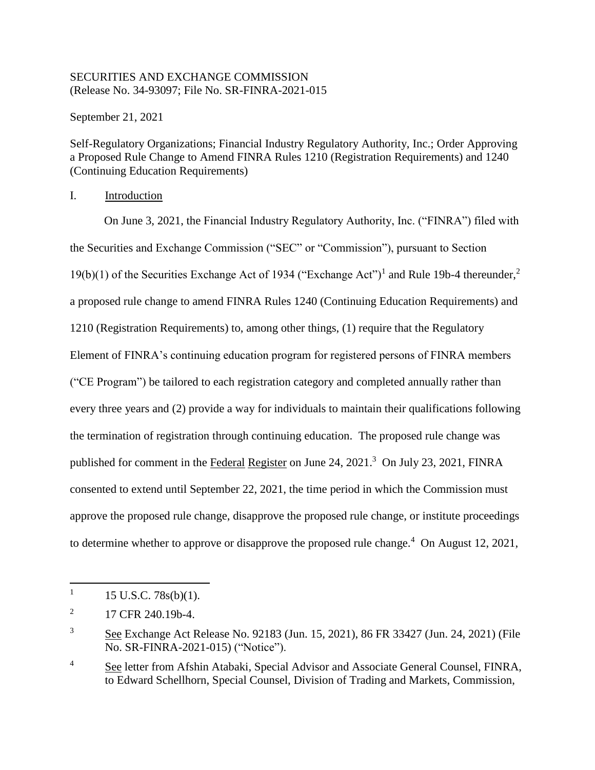SECURITIES AND EXCHANGE COMMISSION
(Release No. 34-93097; File No. SR-FINRA-2021-015

September 21, 2021

Self-Regulatory Organizations; Financial Industry Regulatory Authority, Inc.; Order Approving a Proposed Rule Change to Amend FINRA Rules 1210 (Registration Requirements) and 1240 (Continuing Education Requirements)

## I. Introduction

On June 3, 2021, the Financial Industry Regulatory Authority, Inc. ("FINRA") filed with the Securities and Exchange Commission ("SEC" or "Commission"), pursuant to Section 19(b)(1) of the Securities Exchange Act of 1934 ("Exchange Act")[1] and Rule 19b-4 thereunder,[2] a proposed rule change to amend FINRA Rules 1240 (Continuing Education Requirements) and 1210 (Registration Requirements) to, among other things, (1) require that the Regulatory Element of FINRA's continuing education program for registered persons of FINRA members ("CE Program") be tailored to each registration category and completed annually rather than every three years and (2) provide a way for individuals to maintain their qualifications following the termination of registration through continuing education. The proposed rule change was published for comment in the Federal Register on June 24, 2021.[3] On July 23, 2021, FINRA consented to extend until September 22, 2021, the time period in which the Commission must approve the proposed rule change, disapprove the proposed rule change, or institute proceedings to determine whether to approve or disapprove the proposed rule change.[4] On August 12, 2021,

---

1 15 U.S.C. 78s(b)(1).

2 17 CFR 240.19b-4.

3 See Exchange Act Release No. 92183 (Jun. 15, 2021), 86 FR 33427 (Jun. 24, 2021) (File No. SR-FINRA-2021-015) ("Notice").

4 See letter from Afshin Atabaki, Special Advisor and Associate General Counsel, FINRA, to Edward Schellhorn, Special Counsel, Division of Trading and Markets, Commission,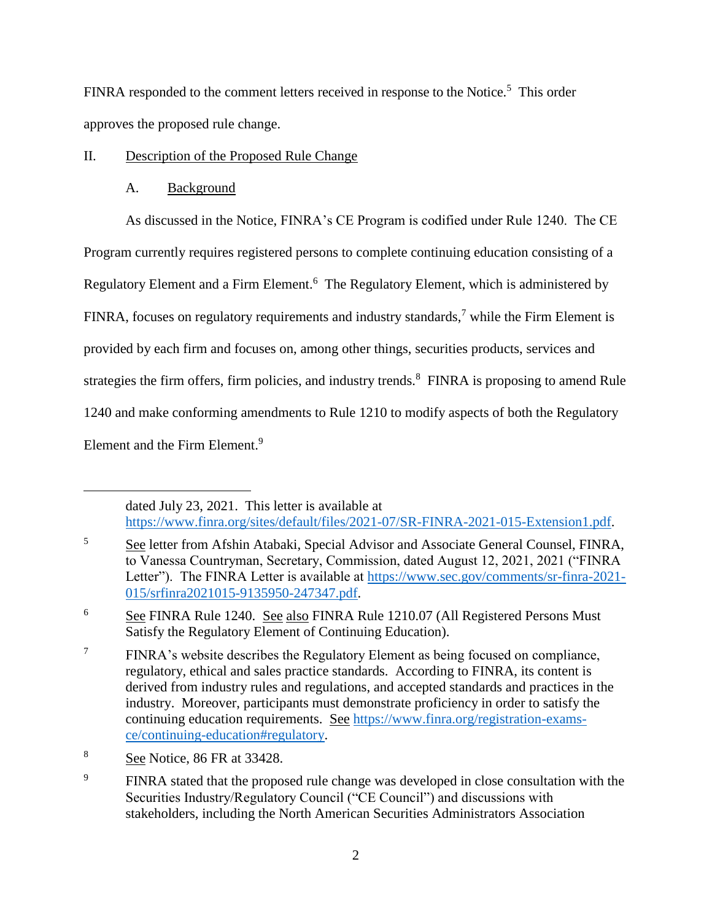FINRA responded to the comment letters received in response to the Notice.[5] This order approves the proposed rule change.

## II. Description of the Proposed Rule Change

### A. Background

As discussed in the Notice, FINRA's CE Program is codified under Rule 1240. The CE Program currently requires registered persons to complete continuing education consisting of a Regulatory Element and a Firm Element.[6] The Regulatory Element, which is administered by FINRA, focuses on regulatory requirements and industry standards,[7] while the Firm Element is provided by each firm and focuses on, among other things, securities products, services and strategies the firm offers, firm policies, and industry trends.[8] FINRA is proposing to amend Rule 1240 and make conforming amendments to Rule 1210 to modify aspects of both the Regulatory Element and the Firm Element.[9]

---

dated July 23, 2021. This letter is available at https://www.finra.org/sites/default/files/2021-07/SR-FINRA-2021-015-Extension1.pdf.

[5] See letter from Afshin Atabaki, Special Advisor and Associate General Counsel, FINRA, to Vanessa Countryman, Secretary, Commission, dated August 12, 2021, 2021 ("FINRA Letter"). The FINRA Letter is available at https://www.sec.gov/comments/sr-finra-2021-015/srfinra2021015-9135950-247347.pdf.

[6] See FINRA Rule 1240. See also FINRA Rule 1210.07 (All Registered Persons Must Satisfy the Regulatory Element of Continuing Education).

[7] FINRA's website describes the Regulatory Element as being focused on compliance, regulatory, ethical and sales practice standards. According to FINRA, its content is derived from industry rules and regulations, and accepted standards and practices in the industry. Moreover, participants must demonstrate proficiency in order to satisfy the continuing education requirements. See https://www.finra.org/registration-exams-ce/continuing-education#regulatory.

[8] See Notice, 86 FR at 33428.

[9] FINRA stated that the proposed rule change was developed in close consultation with the Securities Industry/Regulatory Council ("CE Council") and discussions with stakeholders, including the North American Securities Administrators Association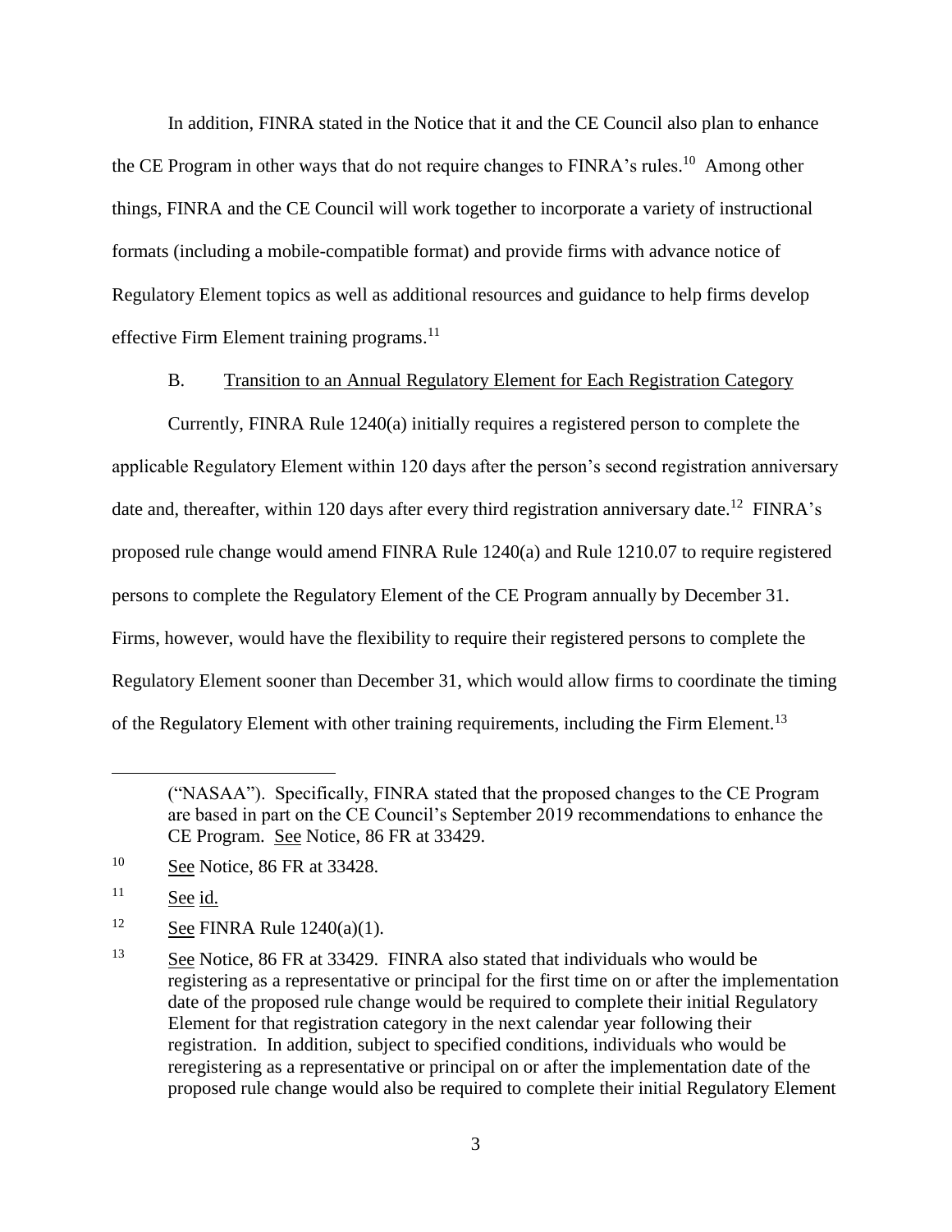In addition, FINRA stated in the Notice that it and the CE Council also plan to enhance the CE Program in other ways that do not require changes to FINRA's rules.[10] Among other things, FINRA and the CE Council will work together to incorporate a variety of instructional formats (including a mobile-compatible format) and provide firms with advance notice of Regulatory Element topics as well as additional resources and guidance to help firms develop effective Firm Element training programs.[11]

B. Transition to an Annual Regulatory Element for Each Registration Category

Currently, FINRA Rule 1240(a) initially requires a registered person to complete the applicable Regulatory Element within 120 days after the person's second registration anniversary date and, thereafter, within 120 days after every third registration anniversary date.[12] FINRA's proposed rule change would amend FINRA Rule 1240(a) and Rule 1210.07 to require registered persons to complete the Regulatory Element of the CE Program annually by December 31. Firms, however, would have the flexibility to require their registered persons to complete the Regulatory Element sooner than December 31, which would allow firms to coordinate the timing of the Regulatory Element with other training requirements, including the Firm Element.[13]

---

("NASAA"). Specifically, FINRA stated that the proposed changes to the CE Program are based in part on the CE Council's September 2019 recommendations to enhance the CE Program. See Notice, 86 FR at 33429.

10 See Notice, 86 FR at 33428.

11 See id.

12 See FINRA Rule 1240(a)(1).

13 See Notice, 86 FR at 33429. FINRA also stated that individuals who would be registering as a representative or principal for the first time on or after the implementation date of the proposed rule change would be required to complete their initial Regulatory Element for that registration category in the next calendar year following their registration. In addition, subject to specified conditions, individuals who would be reregistering as a representative or principal on or after the implementation date of the proposed rule change would also be required to complete their initial Regulatory Element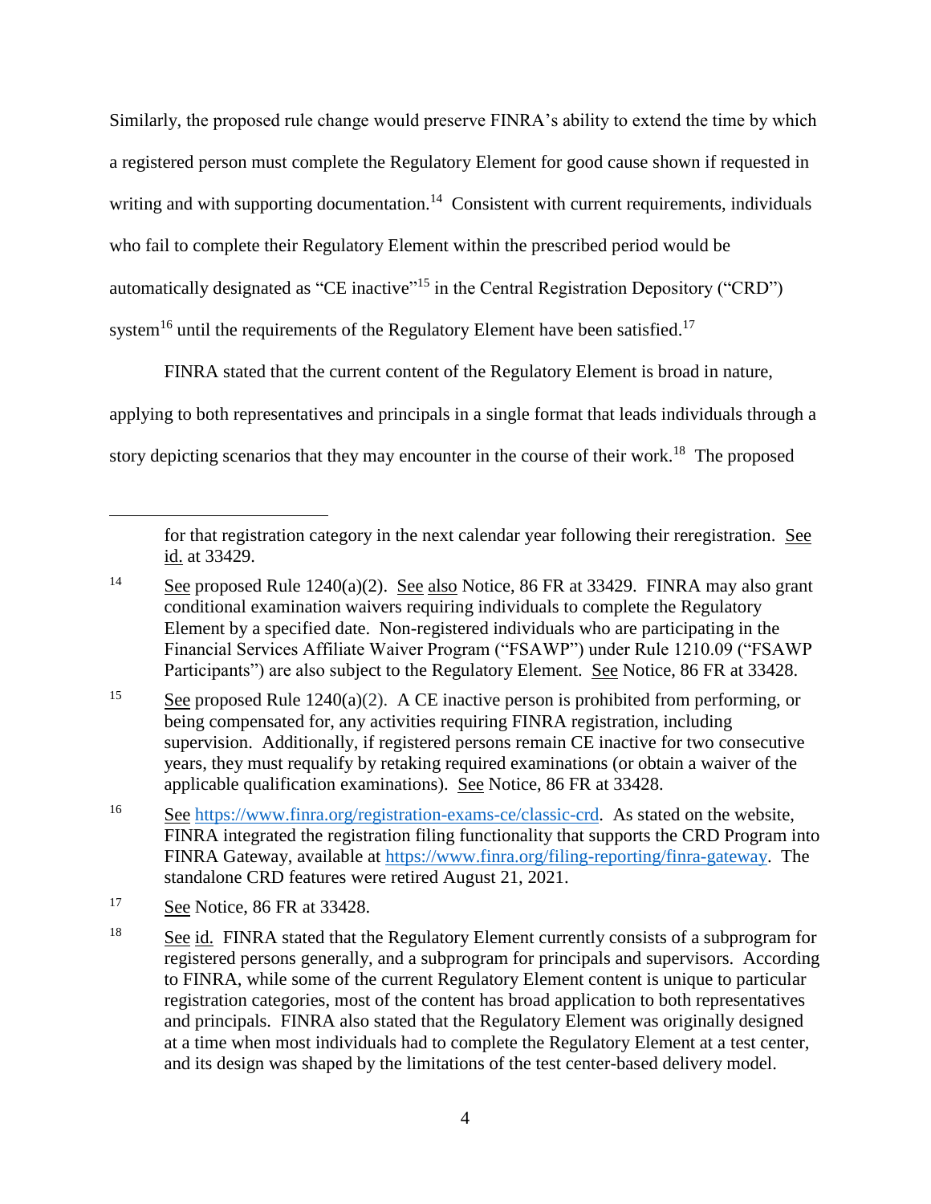Similarly, the proposed rule change would preserve FINRA's ability to extend the time by which a registered person must complete the Regulatory Element for good cause shown if requested in writing and with supporting documentation.[14] Consistent with current requirements, individuals who fail to complete their Regulatory Element within the prescribed period would be automatically designated as "CE inactive"[15] in the Central Registration Depository ("CRD") system[16] until the requirements of the Regulatory Element have been satisfied.[17]

FINRA stated that the current content of the Regulatory Element is broad in nature, applying to both representatives and principals in a single format that leads individuals through a story depicting scenarios that they may encounter in the course of their work.[18] The proposed

---

for that registration category in the next calendar year following their reregistration. See id. at 33429.

[14] See proposed Rule 1240(a)(2). See also Notice, 86 FR at 33429. FINRA may also grant conditional examination waivers requiring individuals to complete the Regulatory Element by a specified date. Non-registered individuals who are participating in the Financial Services Affiliate Waiver Program ("FSAWP") under Rule 1210.09 ("FSAWP Participants") are also subject to the Regulatory Element. See Notice, 86 FR at 33428.

[15] See proposed Rule 1240(a)(2). A CE inactive person is prohibited from performing, or being compensated for, any activities requiring FINRA registration, including supervision. Additionally, if registered persons remain CE inactive for two consecutive years, they must requalify by retaking required examinations (or obtain a waiver of the applicable qualification examinations). See Notice, 86 FR at 33428.

[16] See https://www.finra.org/registration-exams-ce/classic-crd. As stated on the website, FINRA integrated the registration filing functionality that supports the CRD Program into FINRA Gateway, available at https://www.finra.org/filing-reporting/finra-gateway. The standalone CRD features were retired August 21, 2021.

[17] See Notice, 86 FR at 33428.

[18] See id. FINRA stated that the Regulatory Element currently consists of a subprogram for registered persons generally, and a subprogram for principals and supervisors. According to FINRA, while some of the current Regulatory Element content is unique to particular registration categories, most of the content has broad application to both representatives and principals. FINRA also stated that the Regulatory Element was originally designed at a time when most individuals had to complete the Regulatory Element at a test center, and its design was shaped by the limitations of the test center-based delivery model.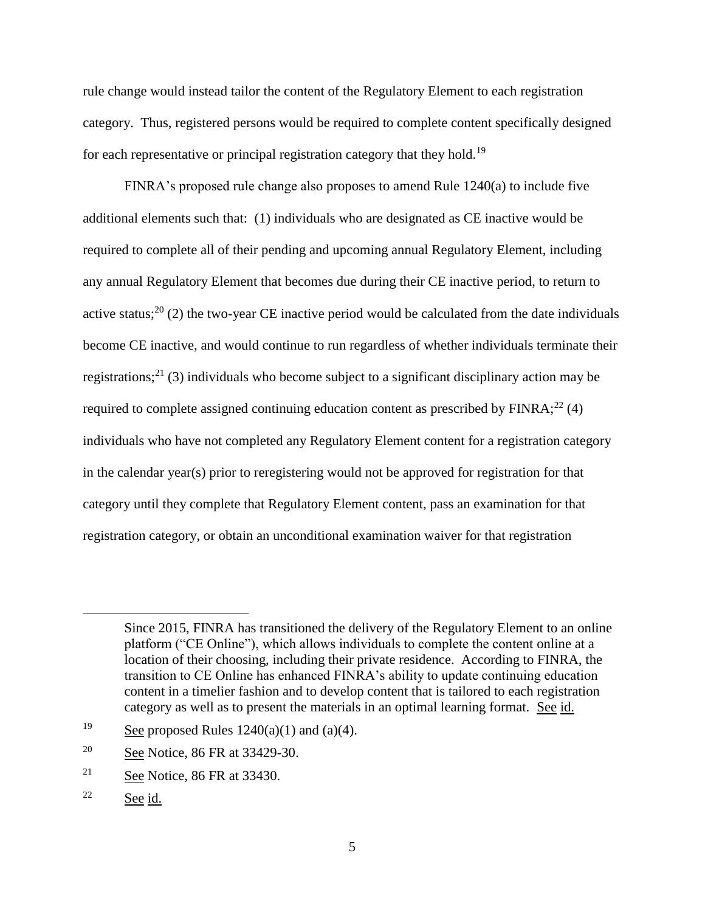rule change would instead tailor the content of the Regulatory Element to each registration category. Thus, registered persons would be required to complete content specifically designed for each representative or principal registration category that they hold.[19]

FINRA's proposed rule change also proposes to amend Rule 1240(a) to include five additional elements such that: (1) individuals who are designated as CE inactive would be required to complete all of their pending and upcoming annual Regulatory Element, including any annual Regulatory Element that becomes due during their CE inactive period, to return to active status;[20] (2) the two-year CE inactive period would be calculated from the date individuals become CE inactive, and would continue to run regardless of whether individuals terminate their registrations;[21] (3) individuals who become subject to a significant disciplinary action may be required to complete assigned continuing education content as prescribed by FINRA;[22] (4) individuals who have not completed any Regulatory Element content for a registration category in the calendar year(s) prior to reregistering would not be approved for registration for that category until they complete that Regulatory Element content, pass an examination for that registration category, or obtain an unconditional examination waiver for that registration

---

Since 2015, FINRA has transitioned the delivery of the Regulatory Element to an online platform ("CE Online"), which allows individuals to complete the content online at a location of their choosing, including their private residence. According to FINRA, the transition to CE Online has enhanced FINRA's ability to update continuing education content in a timelier fashion and to develop content that is tailored to each registration category as well as to present the materials in an optimal learning format. See id.

[19] See proposed Rules 1240(a)(1) and (a)(4).

[20] See Notice, 86 FR at 33429-30.

[21] See Notice, 86 FR at 33430.

[22] See id.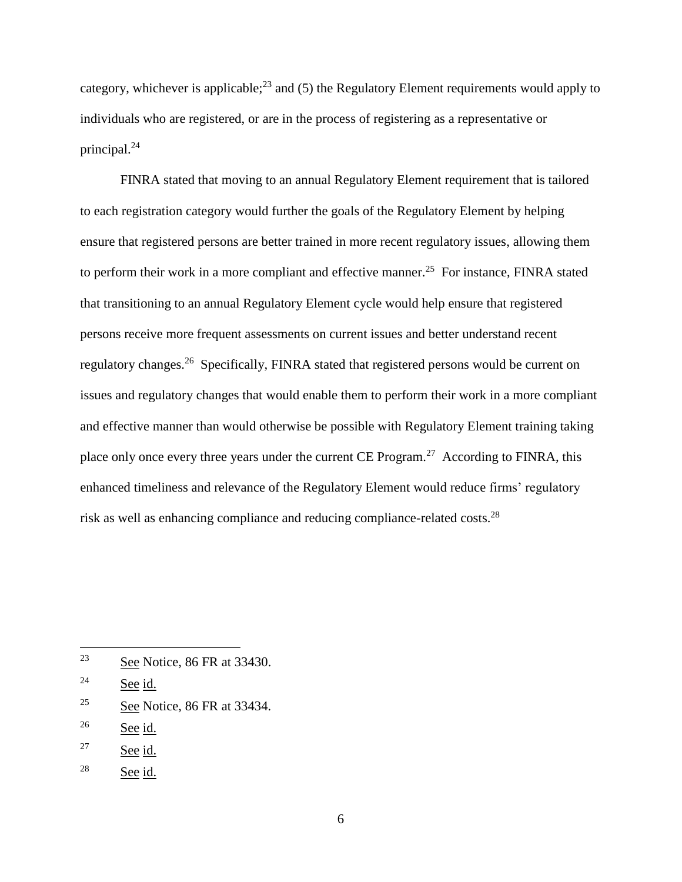category, whichever is applicable;[23] and (5) the Regulatory Element requirements would apply to individuals who are registered, or are in the process of registering as a representative or principal.[24]

FINRA stated that moving to an annual Regulatory Element requirement that is tailored to each registration category would further the goals of the Regulatory Element by helping ensure that registered persons are better trained in more recent regulatory issues, allowing them to perform their work in a more compliant and effective manner.[25] For instance, FINRA stated that transitioning to an annual Regulatory Element cycle would help ensure that registered persons receive more frequent assessments on current issues and better understand recent regulatory changes.[26] Specifically, FINRA stated that registered persons would be current on issues and regulatory changes that would enable them to perform their work in a more compliant and effective manner than would otherwise be possible with Regulatory Element training taking place only once every three years under the current CE Program.[27] According to FINRA, this enhanced timeliness and relevance of the Regulatory Element would reduce firms' regulatory risk as well as enhancing compliance and reducing compliance-related costs.[28]

---

[23] See Notice, 86 FR at 33430.

[24] See id.

[25] See Notice, 86 FR at 33434.

[26] See id.

[27] See id.

[28] See id.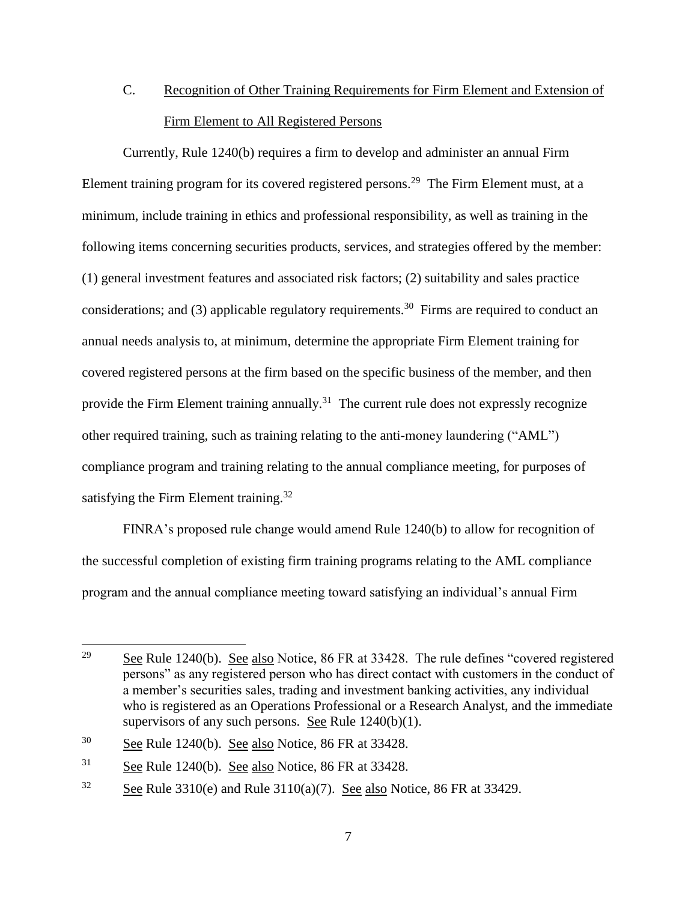### C. Recognition of Other Training Requirements for Firm Element and Extension of Firm Element to All Registered Persons

Currently, Rule 1240(b) requires a firm to develop and administer an annual Firm Element training program for its covered registered persons.[29] The Firm Element must, at a minimum, include training in ethics and professional responsibility, as well as training in the following items concerning securities products, services, and strategies offered by the member: (1) general investment features and associated risk factors; (2) suitability and sales practice considerations; and (3) applicable regulatory requirements.[30] Firms are required to conduct an annual needs analysis to, at minimum, determine the appropriate Firm Element training for covered registered persons at the firm based on the specific business of the member, and then provide the Firm Element training annually.[31] The current rule does not expressly recognize other required training, such as training relating to the anti-money laundering ("AML") compliance program and training relating to the annual compliance meeting, for purposes of satisfying the Firm Element training.[32]

FINRA's proposed rule change would amend Rule 1240(b) to allow for recognition of the successful completion of existing firm training programs relating to the AML compliance program and the annual compliance meeting toward satisfying an individual's annual Firm

---

[29] See Rule 1240(b). See also Notice, 86 FR at 33428. The rule defines "covered registered persons" as any registered person who has direct contact with customers in the conduct of a member's securities sales, trading and investment banking activities, any individual who is registered as an Operations Professional or a Research Analyst, and the immediate supervisors of any such persons. See Rule 1240(b)(1).

[30] See Rule 1240(b). See also Notice, 86 FR at 33428.

[31] See Rule 1240(b). See also Notice, 86 FR at 33428.

[32] See Rule 3310(e) and Rule 3110(a)(7). See also Notice, 86 FR at 33429.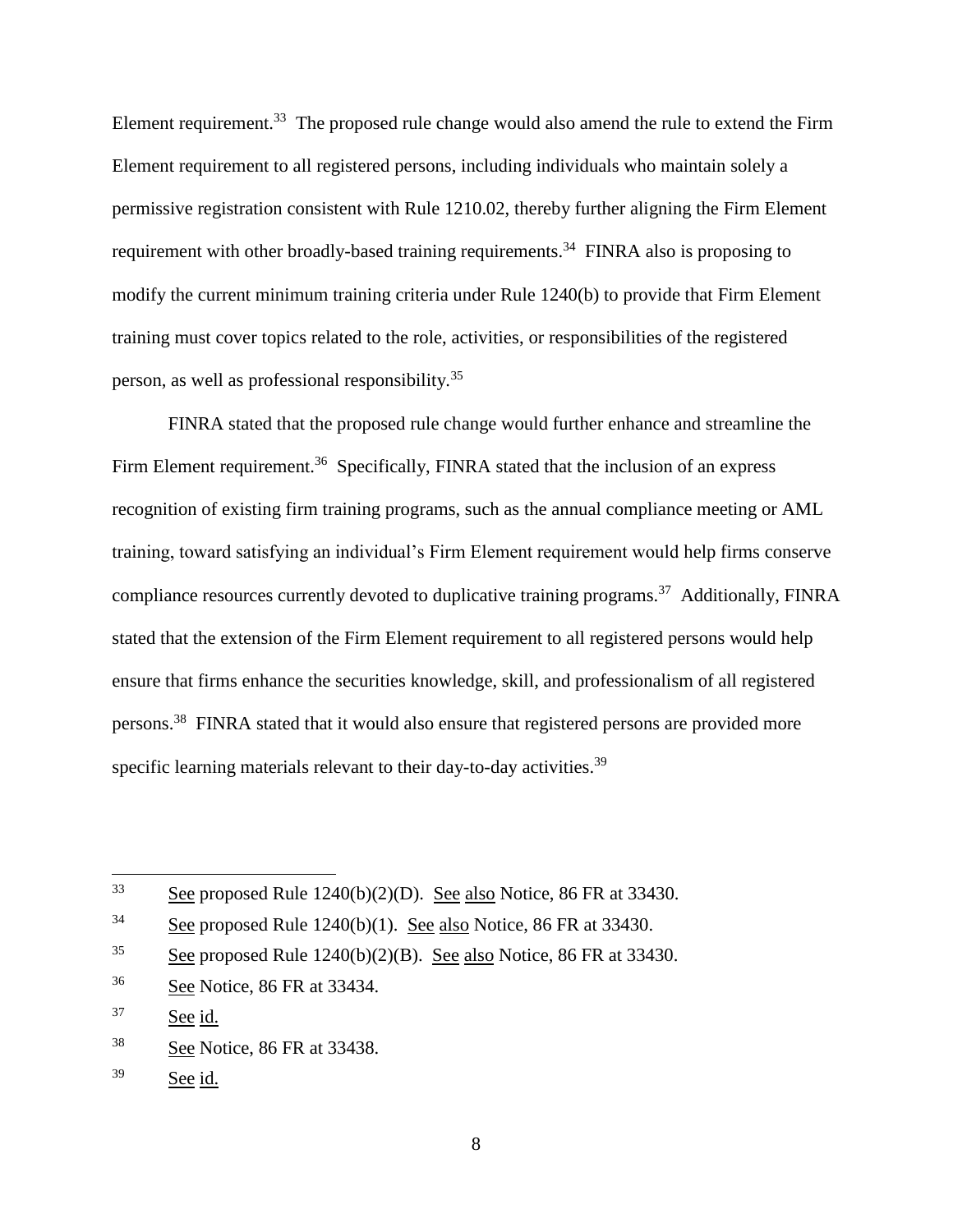Element requirement.[33] The proposed rule change would also amend the rule to extend the Firm Element requirement to all registered persons, including individuals who maintain solely a permissive registration consistent with Rule 1210.02, thereby further aligning the Firm Element requirement with other broadly-based training requirements.[34] FINRA also is proposing to modify the current minimum training criteria under Rule 1240(b) to provide that Firm Element training must cover topics related to the role, activities, or responsibilities of the registered person, as well as professional responsibility.[35]

FINRA stated that the proposed rule change would further enhance and streamline the Firm Element requirement.[36] Specifically, FINRA stated that the inclusion of an express recognition of existing firm training programs, such as the annual compliance meeting or AML training, toward satisfying an individual's Firm Element requirement would help firms conserve compliance resources currently devoted to duplicative training programs.[37] Additionally, FINRA stated that the extension of the Firm Element requirement to all registered persons would help ensure that firms enhance the securities knowledge, skill, and professionalism of all registered persons.[38] FINRA stated that it would also ensure that registered persons are provided more specific learning materials relevant to their day-to-day activities.[39]

---

[33] See proposed Rule 1240(b)(2)(D). See also Notice, 86 FR at 33430.

[34] See proposed Rule 1240(b)(1). See also Notice, 86 FR at 33430.

[35] See proposed Rule 1240(b)(2)(B). See also Notice, 86 FR at 33430.

[36] See Notice, 86 FR at 33434.

[37] See id.

[38] See Notice, 86 FR at 33438.

[39] See id.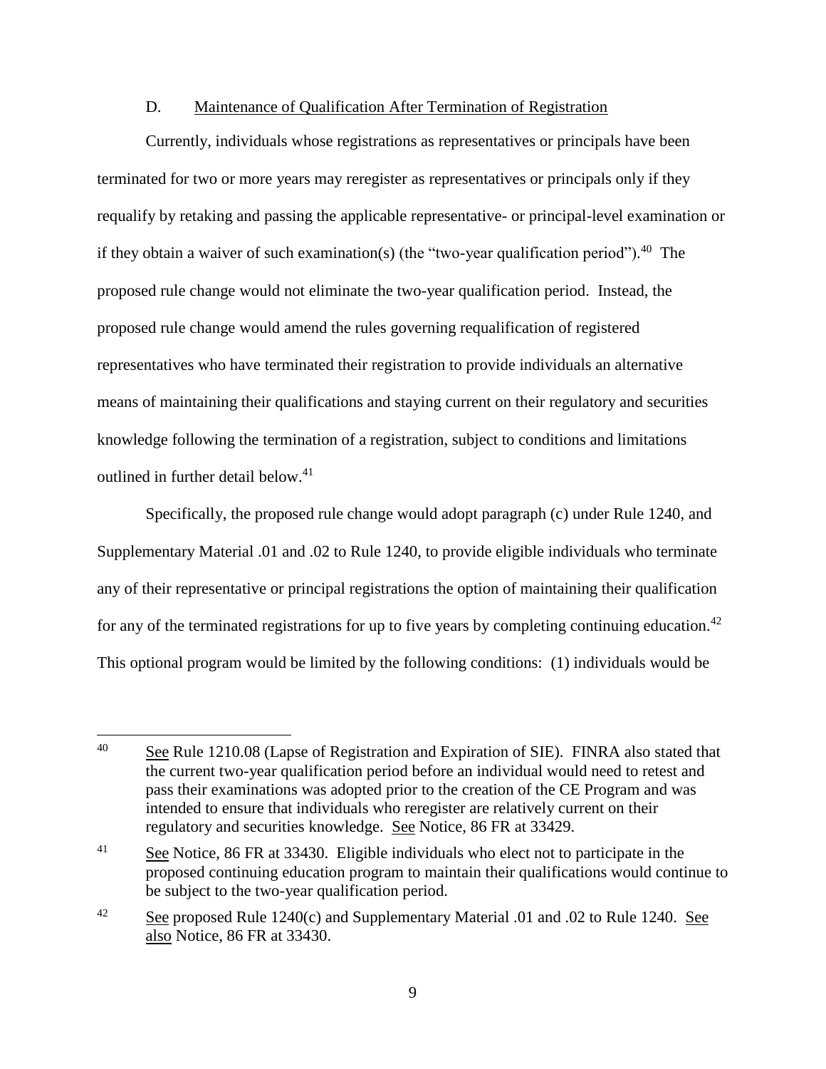### D. Maintenance of Qualification After Termination of Registration

Currently, individuals whose registrations as representatives or principals have been terminated for two or more years may reregister as representatives or principals only if they requalify by retaking and passing the applicable representative- or principal-level examination or if they obtain a waiver of such examination(s) (the "two-year qualification period").[40] The proposed rule change would not eliminate the two-year qualification period. Instead, the proposed rule change would amend the rules governing requalification of registered representatives who have terminated their registration to provide individuals an alternative means of maintaining their qualifications and staying current on their regulatory and securities knowledge following the termination of a registration, subject to conditions and limitations outlined in further detail below.[41]

Specifically, the proposed rule change would adopt paragraph (c) under Rule 1240, and Supplementary Material .01 and .02 to Rule 1240, to provide eligible individuals who terminate any of their representative or principal registrations the option of maintaining their qualification for any of the terminated registrations for up to five years by completing continuing education.[42] This optional program would be limited by the following conditions: (1) individuals would be

---

[40] See Rule 1210.08 (Lapse of Registration and Expiration of SIE). FINRA also stated that the current two-year qualification period before an individual would need to retest and pass their examinations was adopted prior to the creation of the CE Program and was intended to ensure that individuals who reregister are relatively current on their regulatory and securities knowledge. See Notice, 86 FR at 33429.

[41] See Notice, 86 FR at 33430. Eligible individuals who elect not to participate in the proposed continuing education program to maintain their qualifications would continue to be subject to the two-year qualification period.

[42] See proposed Rule 1240(c) and Supplementary Material .01 and .02 to Rule 1240. See also Notice, 86 FR at 33430.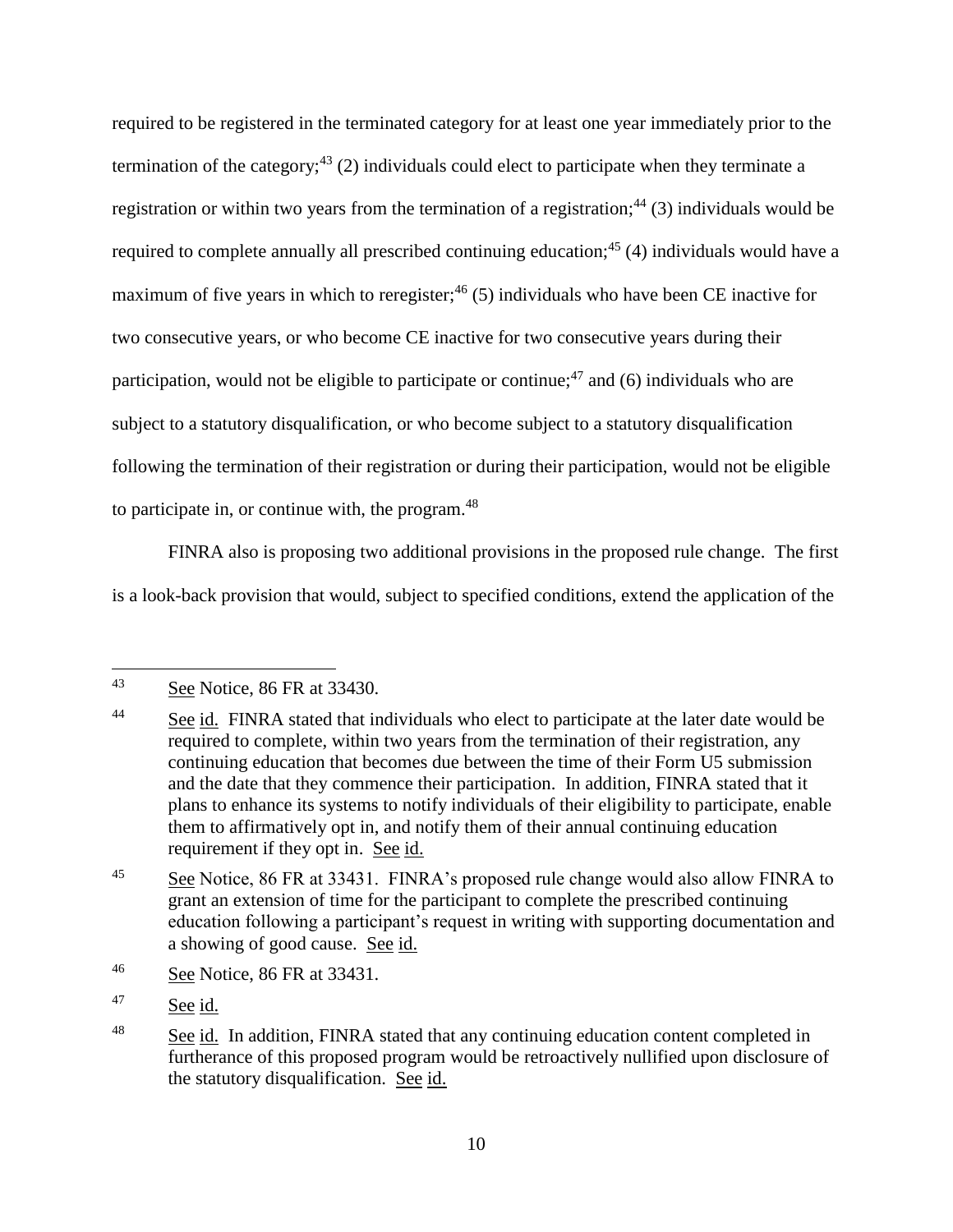required to be registered in the terminated category for at least one year immediately prior to the termination of the category;[43] (2) individuals could elect to participate when they terminate a registration or within two years from the termination of a registration;[44] (3) individuals would be required to complete annually all prescribed continuing education;[45] (4) individuals would have a maximum of five years in which to reregister;[46] (5) individuals who have been CE inactive for two consecutive years, or who become CE inactive for two consecutive years during their participation, would not be eligible to participate or continue;[47] and (6) individuals who are subject to a statutory disqualification, or who become subject to a statutory disqualification following the termination of their registration or during their participation, would not be eligible to participate in, or continue with, the program.[48]

FINRA also is proposing two additional provisions in the proposed rule change. The first is a look-back provision that would, subject to specified conditions, extend the application of the

---

[43] See Notice, 86 FR at 33430.

[44] See id. FINRA stated that individuals who elect to participate at the later date would be required to complete, within two years from the termination of their registration, any continuing education that becomes due between the time of their Form U5 submission and the date that they commence their participation. In addition, FINRA stated that it plans to enhance its systems to notify individuals of their eligibility to participate, enable them to affirmatively opt in, and notify them of their annual continuing education requirement if they opt in. See id.

[45] See Notice, 86 FR at 33431. FINRA's proposed rule change would also allow FINRA to grant an extension of time for the participant to complete the prescribed continuing education following a participant's request in writing with supporting documentation and a showing of good cause. See id.

[46] See Notice, 86 FR at 33431.

[47] See id.

[48] See id. In addition, FINRA stated that any continuing education content completed in furtherance of this proposed program would be retroactively nullified upon disclosure of the statutory disqualification. See id.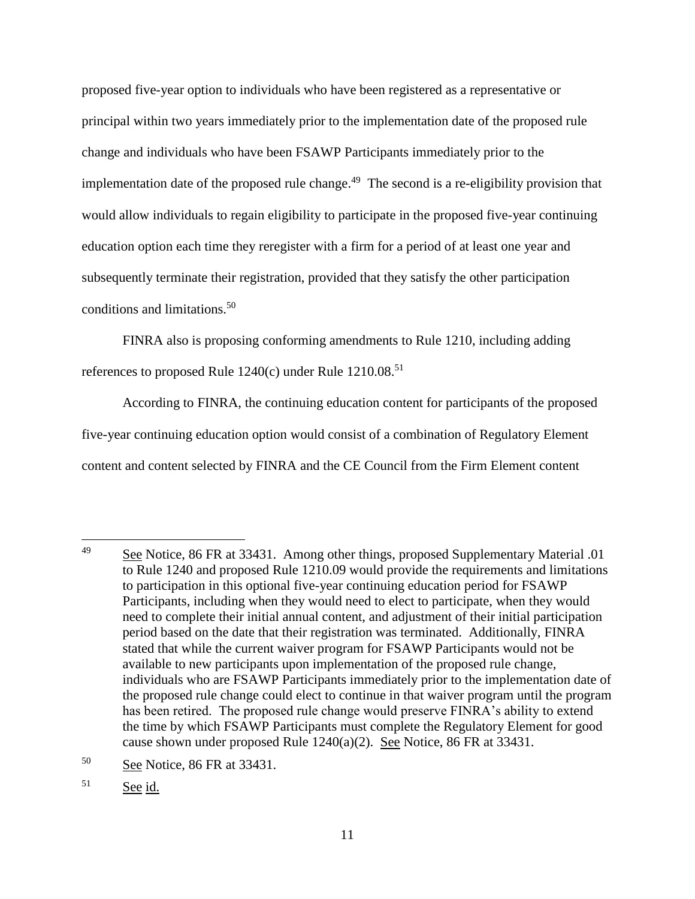proposed five-year option to individuals who have been registered as a representative or principal within two years immediately prior to the implementation date of the proposed rule change and individuals who have been FSAWP Participants immediately prior to the implementation date of the proposed rule change.[49] The second is a re-eligibility provision that would allow individuals to regain eligibility to participate in the proposed five-year continuing education option each time they reregister with a firm for a period of at least one year and subsequently terminate their registration, provided that they satisfy the other participation conditions and limitations.[50]

FINRA also is proposing conforming amendments to Rule 1210, including adding references to proposed Rule 1240(c) under Rule 1210.08.[51]

According to FINRA, the continuing education content for participants of the proposed five-year continuing education option would consist of a combination of Regulatory Element content and content selected by FINRA and the CE Council from the Firm Element content

---

[49] See Notice, 86 FR at 33431. Among other things, proposed Supplementary Material .01 to Rule 1240 and proposed Rule 1210.09 would provide the requirements and limitations to participation in this optional five-year continuing education period for FSAWP Participants, including when they would need to elect to participate, when they would need to complete their initial annual content, and adjustment of their initial participation period based on the date that their registration was terminated. Additionally, FINRA stated that while the current waiver program for FSAWP Participants would not be available to new participants upon implementation of the proposed rule change, individuals who are FSAWP Participants immediately prior to the implementation date of the proposed rule change could elect to continue in that waiver program until the program has been retired. The proposed rule change would preserve FINRA's ability to extend the time by which FSAWP Participants must complete the Regulatory Element for good cause shown under proposed Rule 1240(a)(2). See Notice, 86 FR at 33431.

[50] See Notice, 86 FR at 33431.

[51] See id.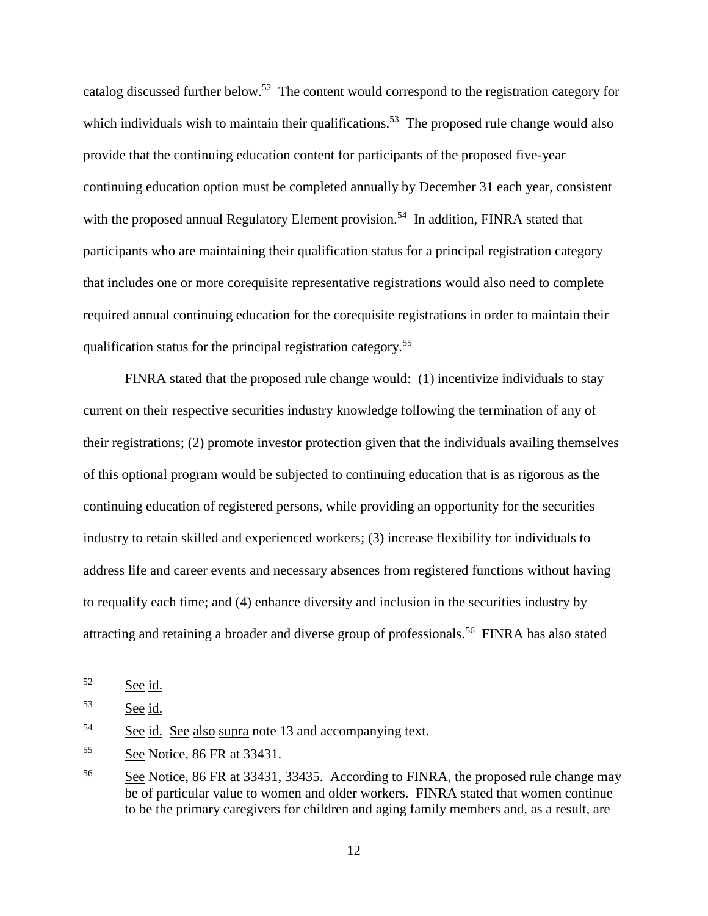catalog discussed further below.[52] The content would correspond to the registration category for which individuals wish to maintain their qualifications.[53] The proposed rule change would also provide that the continuing education content for participants of the proposed five-year continuing education option must be completed annually by December 31 each year, consistent with the proposed annual Regulatory Element provision.[54] In addition, FINRA stated that participants who are maintaining their qualification status for a principal registration category that includes one or more corequisite representative registrations would also need to complete required annual continuing education for the corequisite registrations in order to maintain their qualification status for the principal registration category.[55]

FINRA stated that the proposed rule change would: (1) incentivize individuals to stay current on their respective securities industry knowledge following the termination of any of their registrations; (2) promote investor protection given that the individuals availing themselves of this optional program would be subjected to continuing education that is as rigorous as the continuing education of registered persons, while providing an opportunity for the securities industry to retain skilled and experienced workers; (3) increase flexibility for individuals to address life and career events and necessary absences from registered functions without having to requalify each time; and (4) enhance diversity and inclusion in the securities industry by attracting and retaining a broader and diverse group of professionals.[56] FINRA has also stated

---

52 See id.

53 See id.

54 See id. See also supra note 13 and accompanying text.

55 See Notice, 86 FR at 33431.

56 See Notice, 86 FR at 33431, 33435. According to FINRA, the proposed rule change may be of particular value to women and older workers. FINRA stated that women continue to be the primary caregivers for children and aging family members and, as a result, are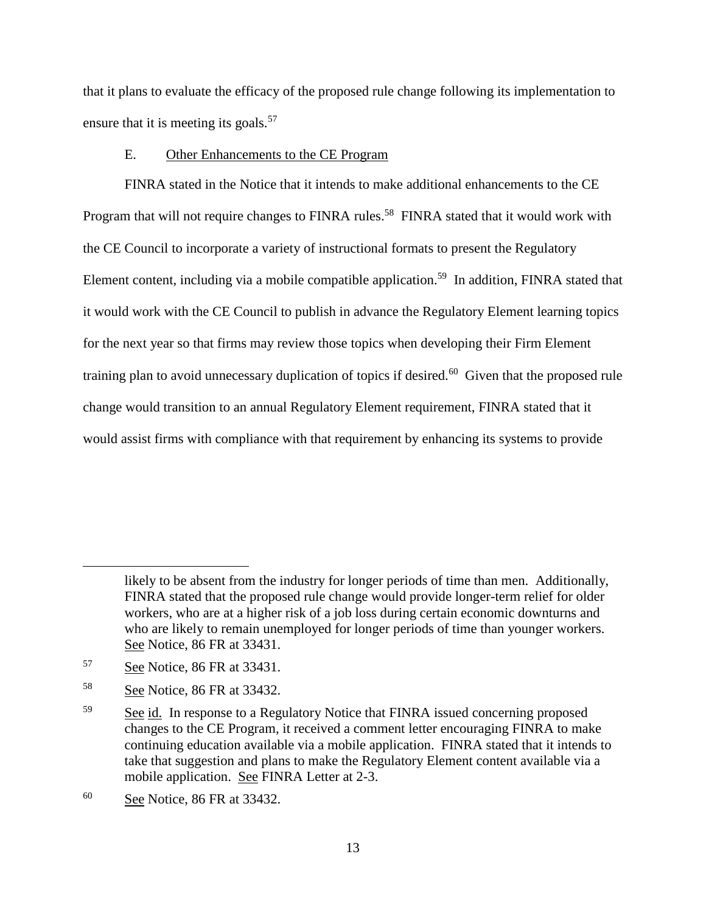that it plans to evaluate the efficacy of the proposed rule change following its implementation to ensure that it is meeting its goals.[57]

E. Other Enhancements to the CE Program

FINRA stated in the Notice that it intends to make additional enhancements to the CE Program that will not require changes to FINRA rules.[58] FINRA stated that it would work with the CE Council to incorporate a variety of instructional formats to present the Regulatory Element content, including via a mobile compatible application.[59] In addition, FINRA stated that it would work with the CE Council to publish in advance the Regulatory Element learning topics for the next year so that firms may review those topics when developing their Firm Element training plan to avoid unnecessary duplication of topics if desired.[60] Given that the proposed rule change would transition to an annual Regulatory Element requirement, FINRA stated that it would assist firms with compliance with that requirement by enhancing its systems to provide

---

likely to be absent from the industry for longer periods of time than men. Additionally, FINRA stated that the proposed rule change would provide longer-term relief for older workers, who are at a higher risk of a job loss during certain economic downturns and who are likely to remain unemployed for longer periods of time than younger workers. See Notice, 86 FR at 33431.

[57] See Notice, 86 FR at 33431.

[58] See Notice, 86 FR at 33432.

[59] See id. In response to a Regulatory Notice that FINRA issued concerning proposed changes to the CE Program, it received a comment letter encouraging FINRA to make continuing education available via a mobile application. FINRA stated that it intends to take that suggestion and plans to make the Regulatory Element content available via a mobile application. See FINRA Letter at 2-3.

[60] See Notice, 86 FR at 33432.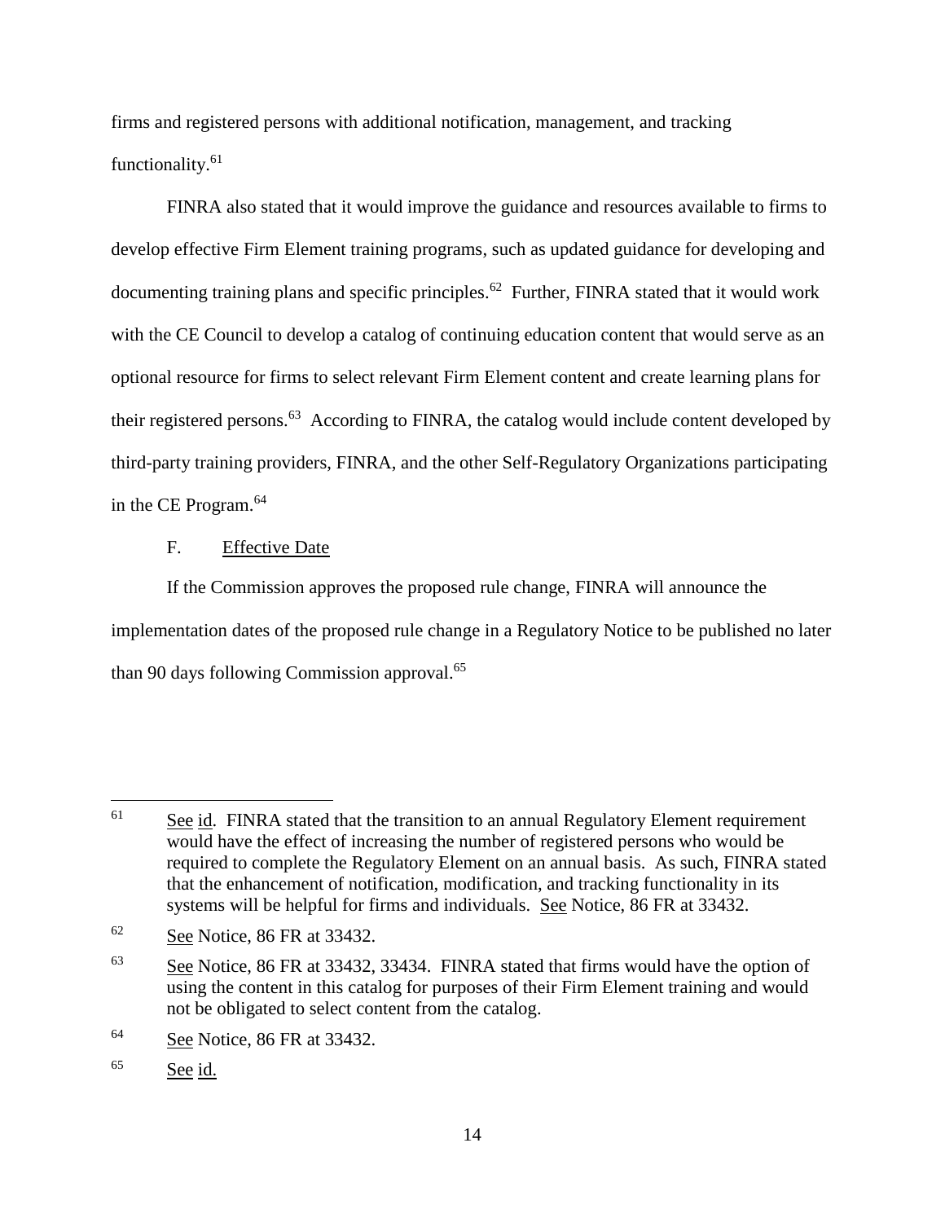firms and registered persons with additional notification, management, and tracking functionality.[61]

FINRA also stated that it would improve the guidance and resources available to firms to develop effective Firm Element training programs, such as updated guidance for developing and documenting training plans and specific principles.[62] Further, FINRA stated that it would work with the CE Council to develop a catalog of continuing education content that would serve as an optional resource for firms to select relevant Firm Element content and create learning plans for their registered persons.[63] According to FINRA, the catalog would include content developed by third-party training providers, FINRA, and the other Self-Regulatory Organizations participating in the CE Program.[64]

F. Effective Date

If the Commission approves the proposed rule change, FINRA will announce the implementation dates of the proposed rule change in a Regulatory Notice to be published no later than 90 days following Commission approval.[65]

---

[61] See id. FINRA stated that the transition to an annual Regulatory Element requirement would have the effect of increasing the number of registered persons who would be required to complete the Regulatory Element on an annual basis. As such, FINRA stated that the enhancement of notification, modification, and tracking functionality in its systems will be helpful for firms and individuals. See Notice, 86 FR at 33432.

[62] See Notice, 86 FR at 33432.

[63] See Notice, 86 FR at 33432, 33434. FINRA stated that firms would have the option of using the content in this catalog for purposes of their Firm Element training and would not be obligated to select content from the catalog.

[64] See Notice, 86 FR at 33432.

[65] See id.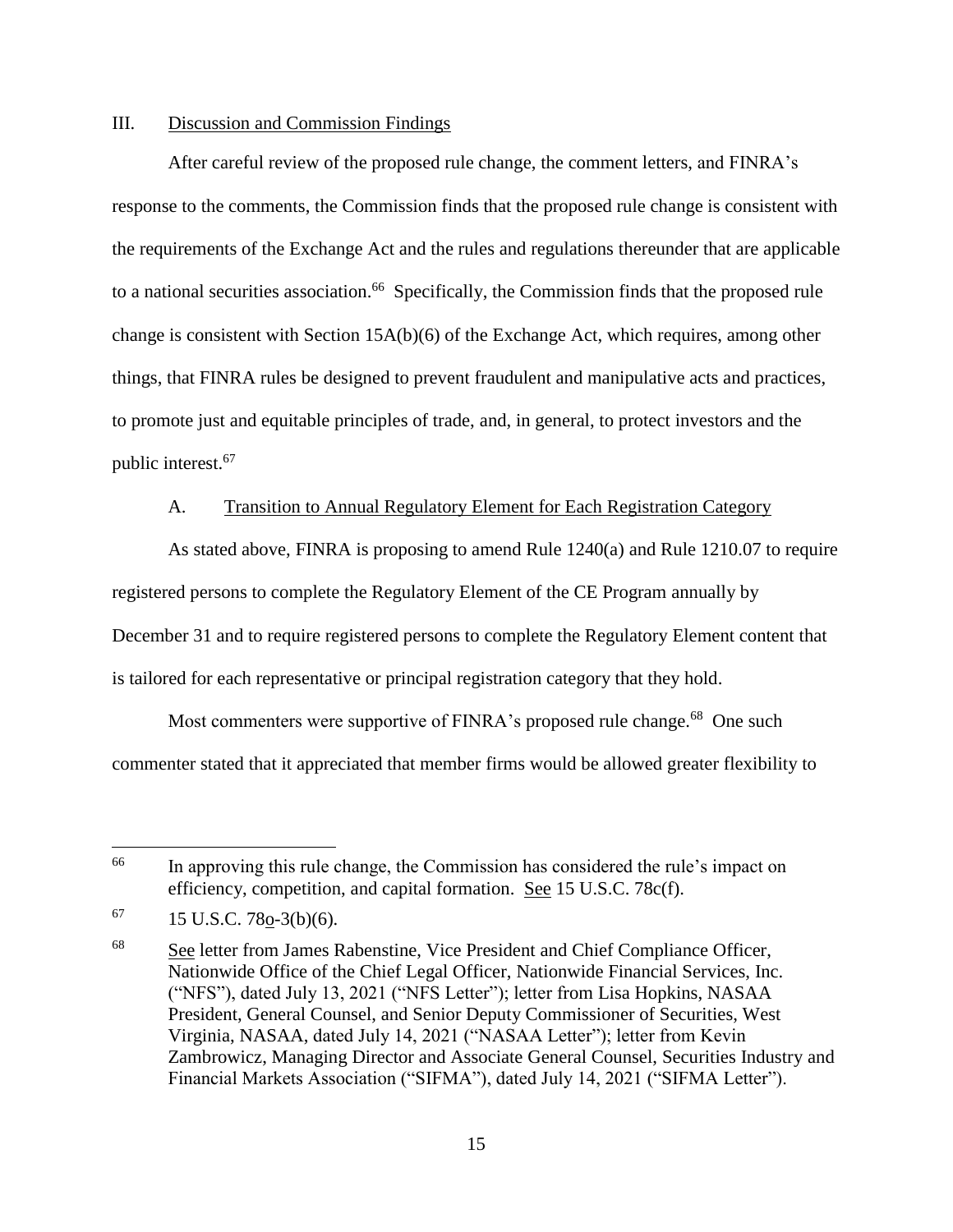## III. Discussion and Commission Findings

After careful review of the proposed rule change, the comment letters, and FINRA's response to the comments, the Commission finds that the proposed rule change is consistent with the requirements of the Exchange Act and the rules and regulations thereunder that are applicable to a national securities association.[66] Specifically, the Commission finds that the proposed rule change is consistent with Section 15A(b)(6) of the Exchange Act, which requires, among other things, that FINRA rules be designed to prevent fraudulent and manipulative acts and practices, to promote just and equitable principles of trade, and, in general, to protect investors and the public interest.[67]

### A. Transition to Annual Regulatory Element for Each Registration Category

As stated above, FINRA is proposing to amend Rule 1240(a) and Rule 1210.07 to require registered persons to complete the Regulatory Element of the CE Program annually by December 31 and to require registered persons to complete the Regulatory Element content that is tailored for each representative or principal registration category that they hold.

Most commenters were supportive of FINRA's proposed rule change.[68] One such commenter stated that it appreciated that member firms would be allowed greater flexibility to

---

[66] In approving this rule change, the Commission has considered the rule's impact on efficiency, competition, and capital formation. See 15 U.S.C. 78c(f).

[67] 15 U.S.C. 78o-3(b)(6).

[68] See letter from James Rabenstine, Vice President and Chief Compliance Officer, Nationwide Office of the Chief Legal Officer, Nationwide Financial Services, Inc. ("NFS"), dated July 13, 2021 ("NFS Letter"); letter from Lisa Hopkins, NASAA President, General Counsel, and Senior Deputy Commissioner of Securities, West Virginia, NASAA, dated July 14, 2021 ("NASAA Letter"); letter from Kevin Zambrowicz, Managing Director and Associate General Counsel, Securities Industry and Financial Markets Association ("SIFMA"), dated July 14, 2021 ("SIFMA Letter").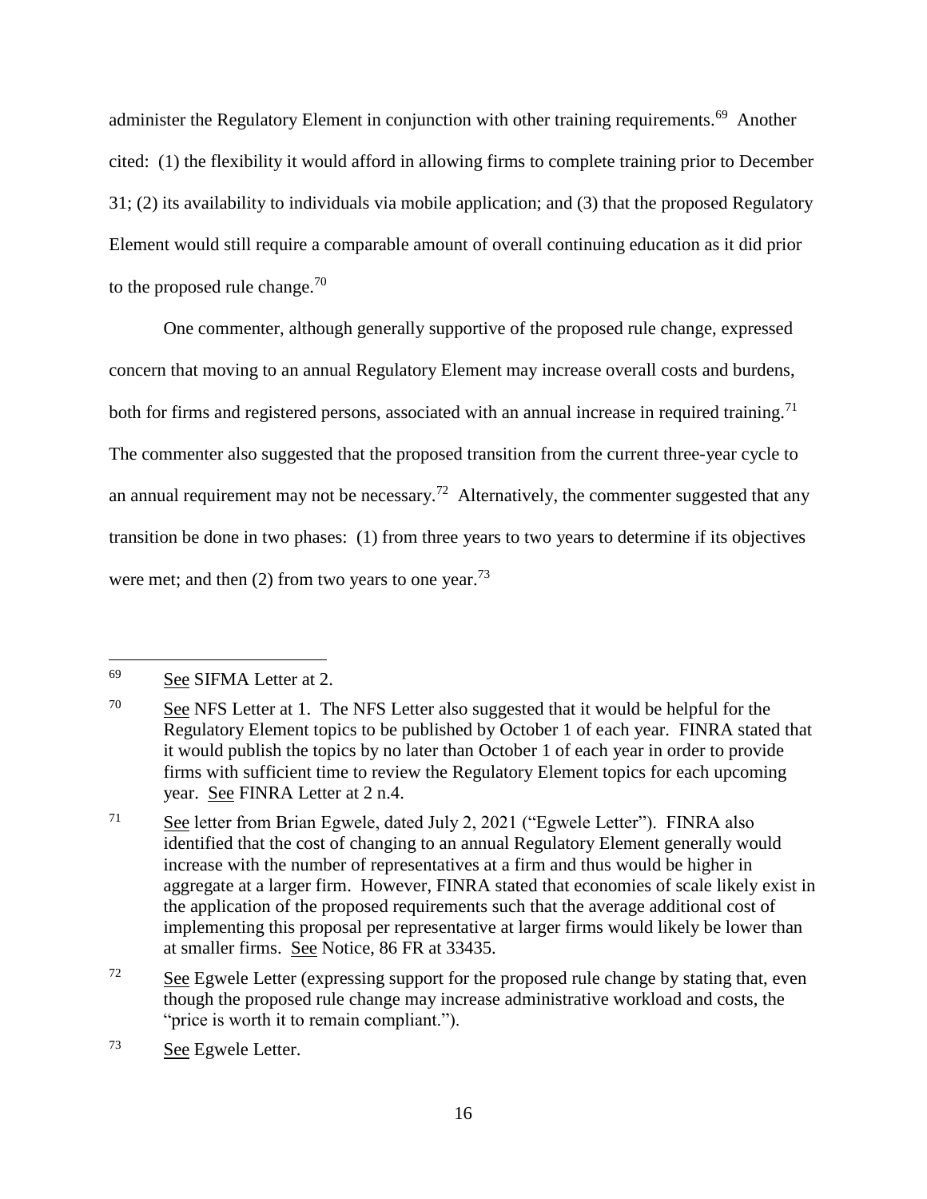administer the Regulatory Element in conjunction with other training requirements.[69] Another cited: (1) the flexibility it would afford in allowing firms to complete training prior to December 31; (2) its availability to individuals via mobile application; and (3) that the proposed Regulatory Element would still require a comparable amount of overall continuing education as it did prior to the proposed rule change.[70]

One commenter, although generally supportive of the proposed rule change, expressed concern that moving to an annual Regulatory Element may increase overall costs and burdens, both for firms and registered persons, associated with an annual increase in required training.[71] The commenter also suggested that the proposed transition from the current three-year cycle to an annual requirement may not be necessary.[72] Alternatively, the commenter suggested that any transition be done in two phases: (1) from three years to two years to determine if its objectives were met; and then (2) from two years to one year.[73]

---

[69] See SIFMA Letter at 2.

[70] See NFS Letter at 1. The NFS Letter also suggested that it would be helpful for the Regulatory Element topics to be published by October 1 of each year. FINRA stated that it would publish the topics by no later than October 1 of each year in order to provide firms with sufficient time to review the Regulatory Element topics for each upcoming year. See FINRA Letter at 2 n.4.

[71] See letter from Brian Egwele, dated July 2, 2021 ("Egwele Letter"). FINRA also identified that the cost of changing to an annual Regulatory Element generally would increase with the number of representatives at a firm and thus would be higher in aggregate at a larger firm. However, FINRA stated that economies of scale likely exist in the application of the proposed requirements such that the average additional cost of implementing this proposal per representative at larger firms would likely be lower than at smaller firms. See Notice, 86 FR at 33435.

[72] See Egwele Letter (expressing support for the proposed rule change by stating that, even though the proposed rule change may increase administrative workload and costs, the "price is worth it to remain compliant.").

[73] See Egwele Letter.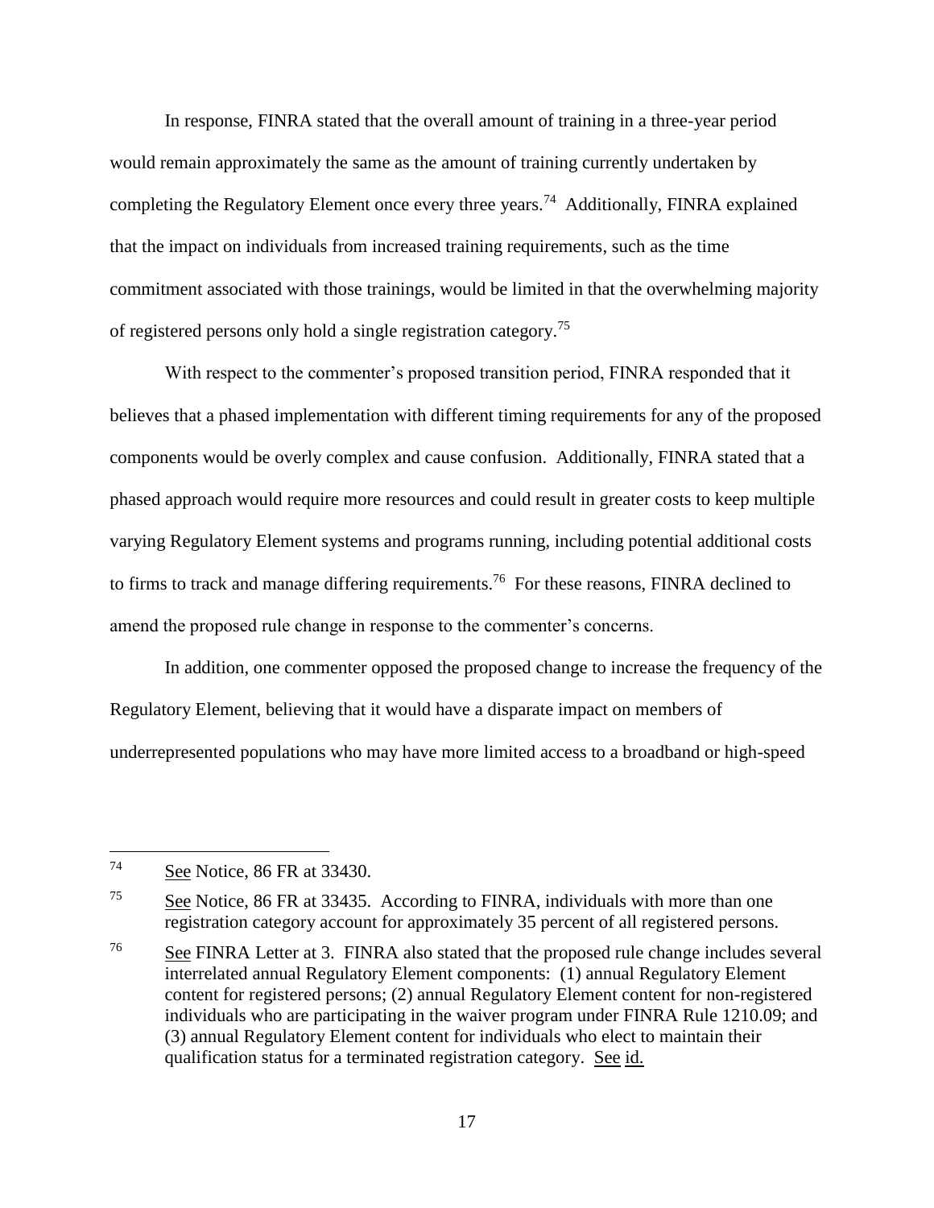In response, FINRA stated that the overall amount of training in a three-year period would remain approximately the same as the amount of training currently undertaken by completing the Regulatory Element once every three years.[74] Additionally, FINRA explained that the impact on individuals from increased training requirements, such as the time commitment associated with those trainings, would be limited in that the overwhelming majority of registered persons only hold a single registration category.[75]

With respect to the commenter's proposed transition period, FINRA responded that it believes that a phased implementation with different timing requirements for any of the proposed components would be overly complex and cause confusion. Additionally, FINRA stated that a phased approach would require more resources and could result in greater costs to keep multiple varying Regulatory Element systems and programs running, including potential additional costs to firms to track and manage differing requirements.[76] For these reasons, FINRA declined to amend the proposed rule change in response to the commenter's concerns.

In addition, one commenter opposed the proposed change to increase the frequency of the Regulatory Element, believing that it would have a disparate impact on members of underrepresented populations who may have more limited access to a broadband or high-speed

---

[74] See Notice, 86 FR at 33430.

[75] See Notice, 86 FR at 33435. According to FINRA, individuals with more than one registration category account for approximately 35 percent of all registered persons.

[76] See FINRA Letter at 3. FINRA also stated that the proposed rule change includes several interrelated annual Regulatory Element components: (1) annual Regulatory Element content for registered persons; (2) annual Regulatory Element content for non-registered individuals who are participating in the waiver program under FINRA Rule 1210.09; and (3) annual Regulatory Element content for individuals who elect to maintain their qualification status for a terminated registration category. See id.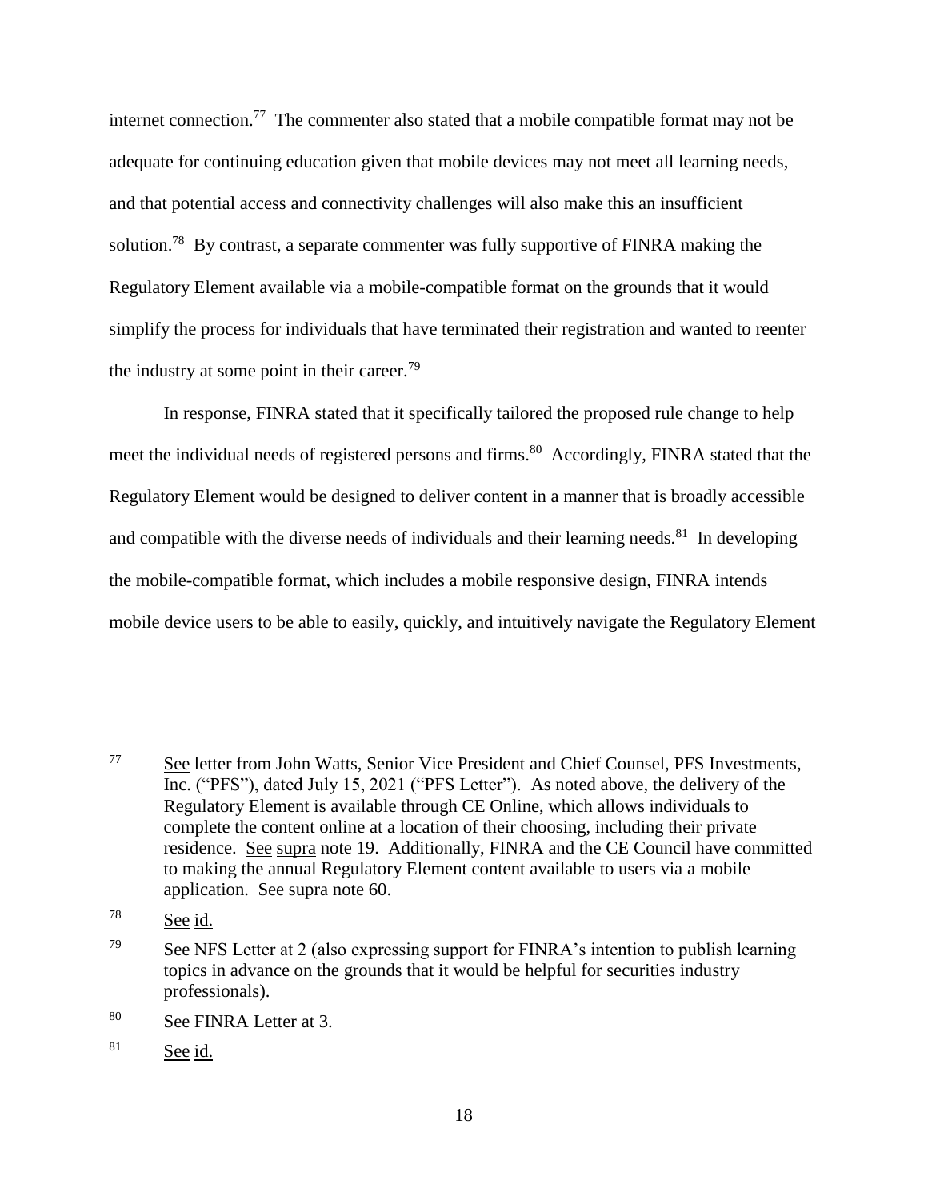internet connection.[77] The commenter also stated that a mobile compatible format may not be adequate for continuing education given that mobile devices may not meet all learning needs, and that potential access and connectivity challenges will also make this an insufficient solution.[78] By contrast, a separate commenter was fully supportive of FINRA making the Regulatory Element available via a mobile-compatible format on the grounds that it would simplify the process for individuals that have terminated their registration and wanted to reenter the industry at some point in their career.[79]

In response, FINRA stated that it specifically tailored the proposed rule change to help meet the individual needs of registered persons and firms.[80] Accordingly, FINRA stated that the Regulatory Element would be designed to deliver content in a manner that is broadly accessible and compatible with the diverse needs of individuals and their learning needs.[81] In developing the mobile-compatible format, which includes a mobile responsive design, FINRA intends mobile device users to be able to easily, quickly, and intuitively navigate the Regulatory Element

---

[77] See letter from John Watts, Senior Vice President and Chief Counsel, PFS Investments, Inc. ("PFS"), dated July 15, 2021 ("PFS Letter"). As noted above, the delivery of the Regulatory Element is available through CE Online, which allows individuals to complete the content online at a location of their choosing, including their private residence. See supra note 19. Additionally, FINRA and the CE Council have committed to making the annual Regulatory Element content available to users via a mobile application. See supra note 60.

[78] See id.

[79] See NFS Letter at 2 (also expressing support for FINRA's intention to publish learning topics in advance on the grounds that it would be helpful for securities industry professionals).

[80] See FINRA Letter at 3.

[81] See id.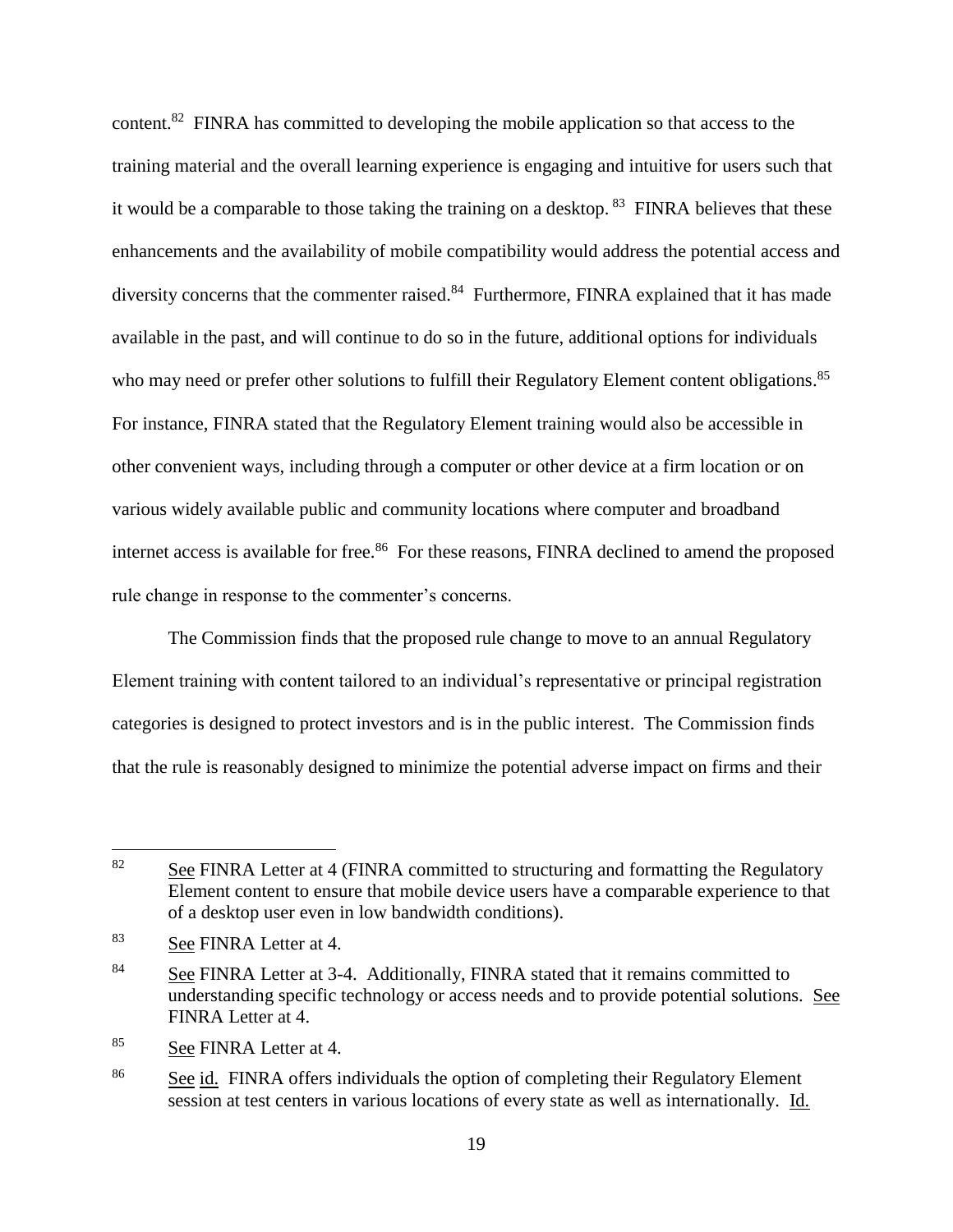content.[82] FINRA has committed to developing the mobile application so that access to the training material and the overall learning experience is engaging and intuitive for users such that it would be a comparable to those taking the training on a desktop.[83] FINRA believes that these enhancements and the availability of mobile compatibility would address the potential access and diversity concerns that the commenter raised.[84] Furthermore, FINRA explained that it has made available in the past, and will continue to do so in the future, additional options for individuals who may need or prefer other solutions to fulfill their Regulatory Element content obligations.[85] For instance, FINRA stated that the Regulatory Element training would also be accessible in other convenient ways, including through a computer or other device at a firm location or on various widely available public and community locations where computer and broadband internet access is available for free.[86] For these reasons, FINRA declined to amend the proposed rule change in response to the commenter's concerns.

The Commission finds that the proposed rule change to move to an annual Regulatory Element training with content tailored to an individual's representative or principal registration categories is designed to protect investors and is in the public interest. The Commission finds that the rule is reasonably designed to minimize the potential adverse impact on firms and their

---

[82] See FINRA Letter at 4 (FINRA committed to structuring and formatting the Regulatory Element content to ensure that mobile device users have a comparable experience to that of a desktop user even in low bandwidth conditions).

[83] See FINRA Letter at 4.

[84] See FINRA Letter at 3-4. Additionally, FINRA stated that it remains committed to understanding specific technology or access needs and to provide potential solutions. See FINRA Letter at 4.

[85] See FINRA Letter at 4.

[86] See id. FINRA offers individuals the option of completing their Regulatory Element session at test centers in various locations of every state as well as internationally. Id.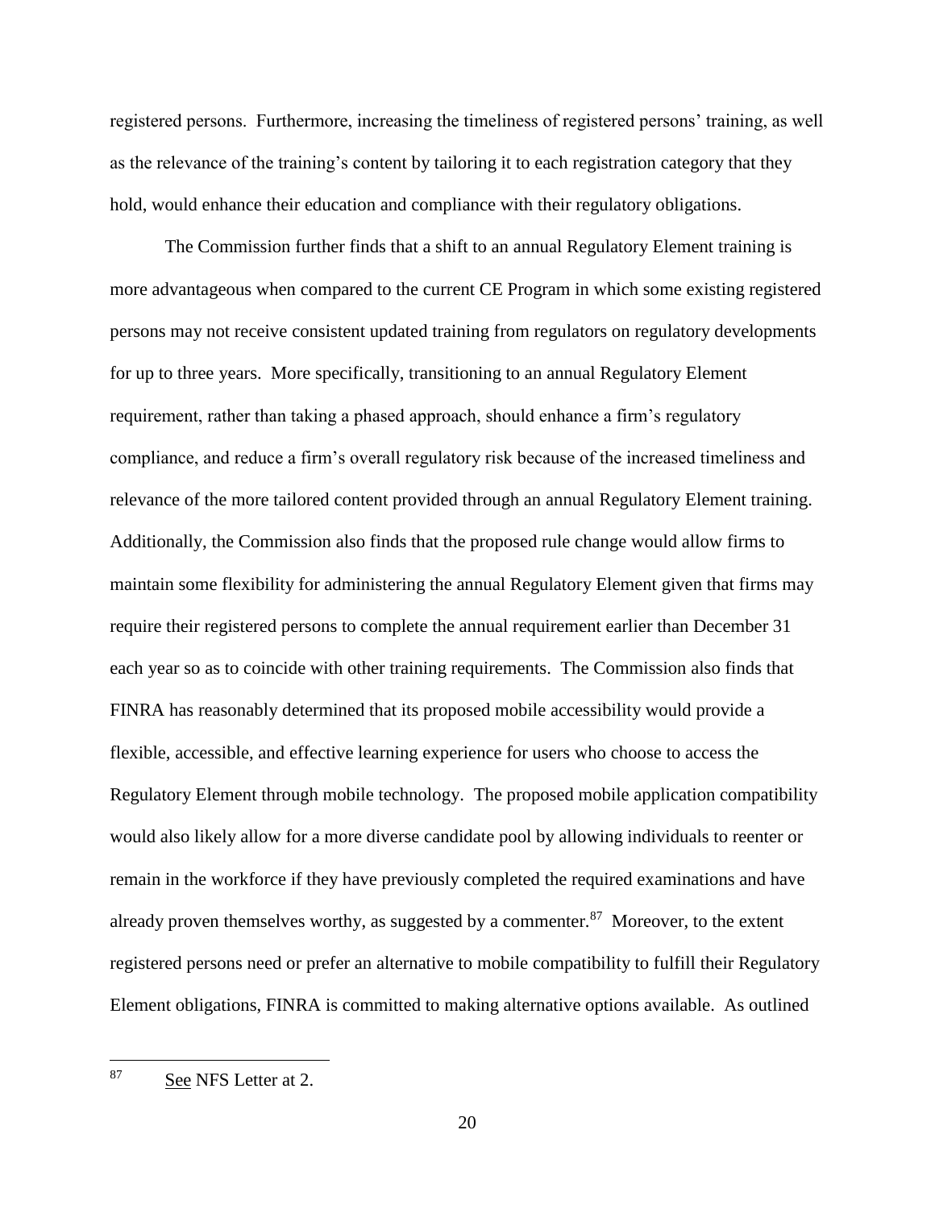registered persons. Furthermore, increasing the timeliness of registered persons' training, as well as the relevance of the training's content by tailoring it to each registration category that they hold, would enhance their education and compliance with their regulatory obligations.

The Commission further finds that a shift to an annual Regulatory Element training is more advantageous when compared to the current CE Program in which some existing registered persons may not receive consistent updated training from regulators on regulatory developments for up to three years. More specifically, transitioning to an annual Regulatory Element requirement, rather than taking a phased approach, should enhance a firm's regulatory compliance, and reduce a firm's overall regulatory risk because of the increased timeliness and relevance of the more tailored content provided through an annual Regulatory Element training. Additionally, the Commission also finds that the proposed rule change would allow firms to maintain some flexibility for administering the annual Regulatory Element given that firms may require their registered persons to complete the annual requirement earlier than December 31 each year so as to coincide with other training requirements. The Commission also finds that FINRA has reasonably determined that its proposed mobile accessibility would provide a flexible, accessible, and effective learning experience for users who choose to access the Regulatory Element through mobile technology. The proposed mobile application compatibility would also likely allow for a more diverse candidate pool by allowing individuals to reenter or remain in the workforce if they have previously completed the required examinations and have already proven themselves worthy, as suggested by a commenter.[87] Moreover, to the extent registered persons need or prefer an alternative to mobile compatibility to fulfill their Regulatory Element obligations, FINRA is committed to making alternative options available. As outlined

---

[87] See NFS Letter at 2.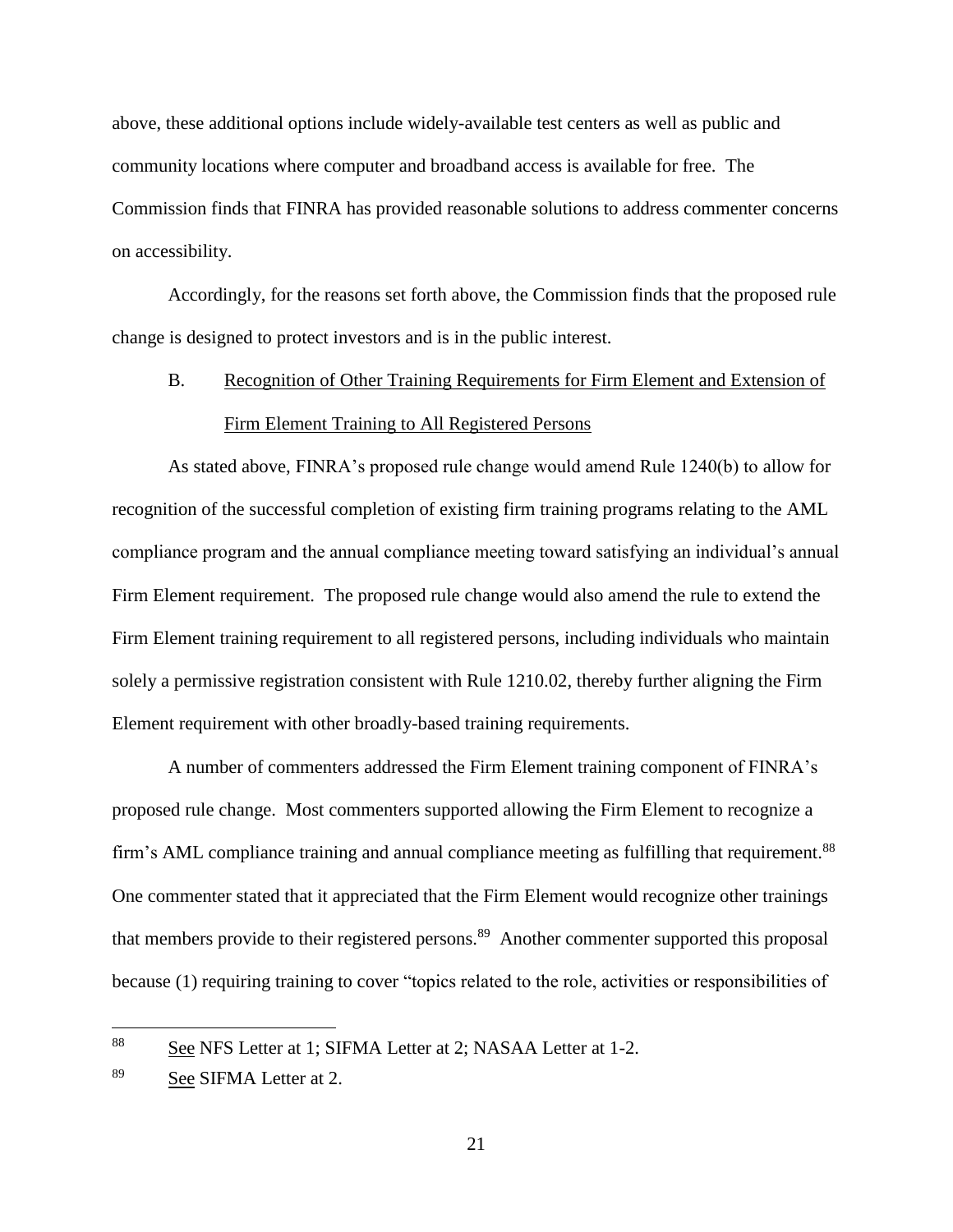above, these additional options include widely-available test centers as well as public and community locations where computer and broadband access is available for free. The Commission finds that FINRA has provided reasonable solutions to address commenter concerns on accessibility.

Accordingly, for the reasons set forth above, the Commission finds that the proposed rule change is designed to protect investors and is in the public interest.

### B. Recognition of Other Training Requirements for Firm Element and Extension of Firm Element Training to All Registered Persons

As stated above, FINRA's proposed rule change would amend Rule 1240(b) to allow for recognition of the successful completion of existing firm training programs relating to the AML compliance program and the annual compliance meeting toward satisfying an individual's annual Firm Element requirement. The proposed rule change would also amend the rule to extend the Firm Element training requirement to all registered persons, including individuals who maintain solely a permissive registration consistent with Rule 1210.02, thereby further aligning the Firm Element requirement with other broadly-based training requirements.

A number of commenters addressed the Firm Element training component of FINRA's proposed rule change. Most commenters supported allowing the Firm Element to recognize a firm's AML compliance training and annual compliance meeting as fulfilling that requirement.[88] One commenter stated that it appreciated that the Firm Element would recognize other trainings that members provide to their registered persons.[89] Another commenter supported this proposal because (1) requiring training to cover "topics related to the role, activities or responsibilities of

---

[88] See NFS Letter at 1; SIFMA Letter at 2; NASAA Letter at 1-2.

[89] See SIFMA Letter at 2.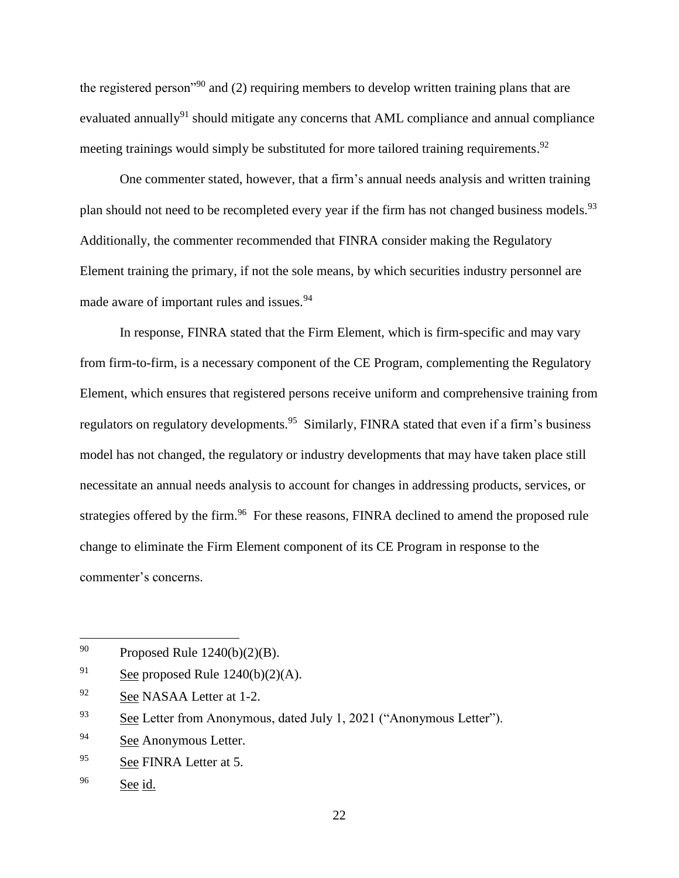the registered person"[90] and (2) requiring members to develop written training plans that are evaluated annually[91] should mitigate any concerns that AML compliance and annual compliance meeting trainings would simply be substituted for more tailored training requirements.[92]

One commenter stated, however, that a firm's annual needs analysis and written training plan should not need to be recompleted every year if the firm has not changed business models.[93] Additionally, the commenter recommended that FINRA consider making the Regulatory Element training the primary, if not the sole means, by which securities industry personnel are made aware of important rules and issues.[94]

In response, FINRA stated that the Firm Element, which is firm-specific and may vary from firm-to-firm, is a necessary component of the CE Program, complementing the Regulatory Element, which ensures that registered persons receive uniform and comprehensive training from regulators on regulatory developments.[95] Similarly, FINRA stated that even if a firm's business model has not changed, the regulatory or industry developments that may have taken place still necessitate an annual needs analysis to account for changes in addressing products, services, or strategies offered by the firm.[96] For these reasons, FINRA declined to amend the proposed rule change to eliminate the Firm Element component of its CE Program in response to the commenter's concerns.

---

90 Proposed Rule 1240(b)(2)(B).

91 See proposed Rule 1240(b)(2)(A).

92 See NASAA Letter at 1-2.

93 See Letter from Anonymous, dated July 1, 2021 ("Anonymous Letter").

94 See Anonymous Letter.

95 See FINRA Letter at 5.

96 See id.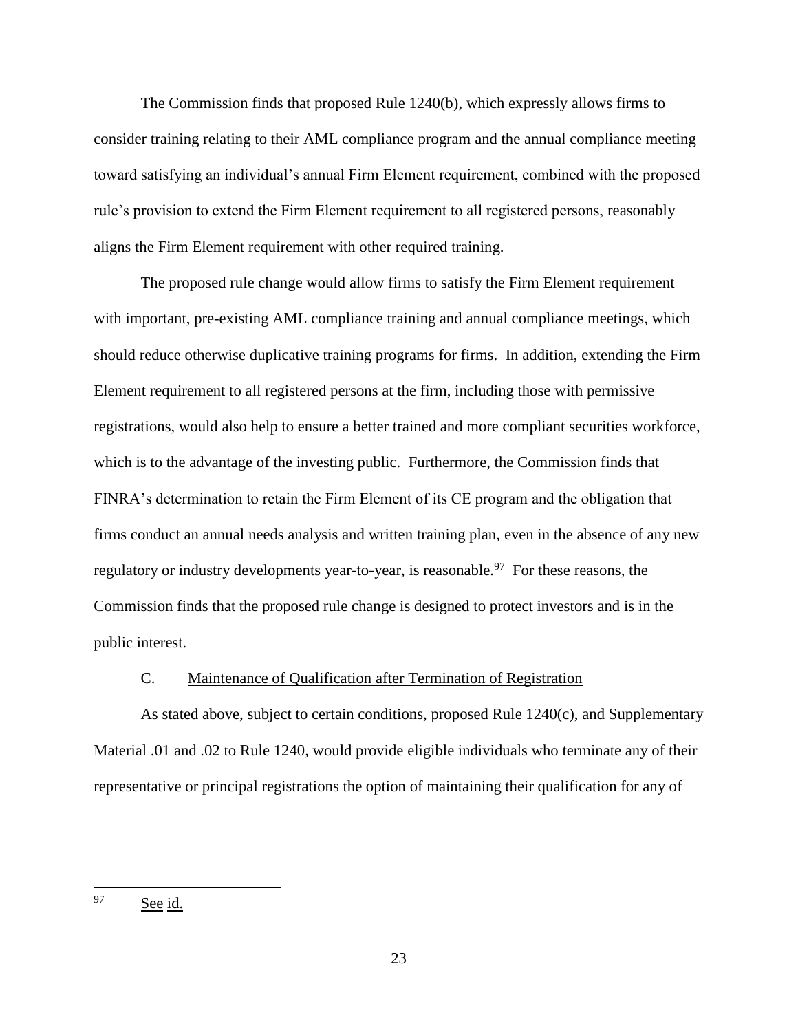The Commission finds that proposed Rule 1240(b), which expressly allows firms to consider training relating to their AML compliance program and the annual compliance meeting toward satisfying an individual's annual Firm Element requirement, combined with the proposed rule's provision to extend the Firm Element requirement to all registered persons, reasonably aligns the Firm Element requirement with other required training.

The proposed rule change would allow firms to satisfy the Firm Element requirement with important, pre-existing AML compliance training and annual compliance meetings, which should reduce otherwise duplicative training programs for firms. In addition, extending the Firm Element requirement to all registered persons at the firm, including those with permissive registrations, would also help to ensure a better trained and more compliant securities workforce, which is to the advantage of the investing public. Furthermore, the Commission finds that FINRA's determination to retain the Firm Element of its CE program and the obligation that firms conduct an annual needs analysis and written training plan, even in the absence of any new regulatory or industry developments year-to-year, is reasonable.[97] For these reasons, the Commission finds that the proposed rule change is designed to protect investors and is in the public interest.

### C. Maintenance of Qualification after Termination of Registration

As stated above, subject to certain conditions, proposed Rule 1240(c), and Supplementary Material .01 and .02 to Rule 1240, would provide eligible individuals who terminate any of their representative or principal registrations the option of maintaining their qualification for any of

---

[97] See id.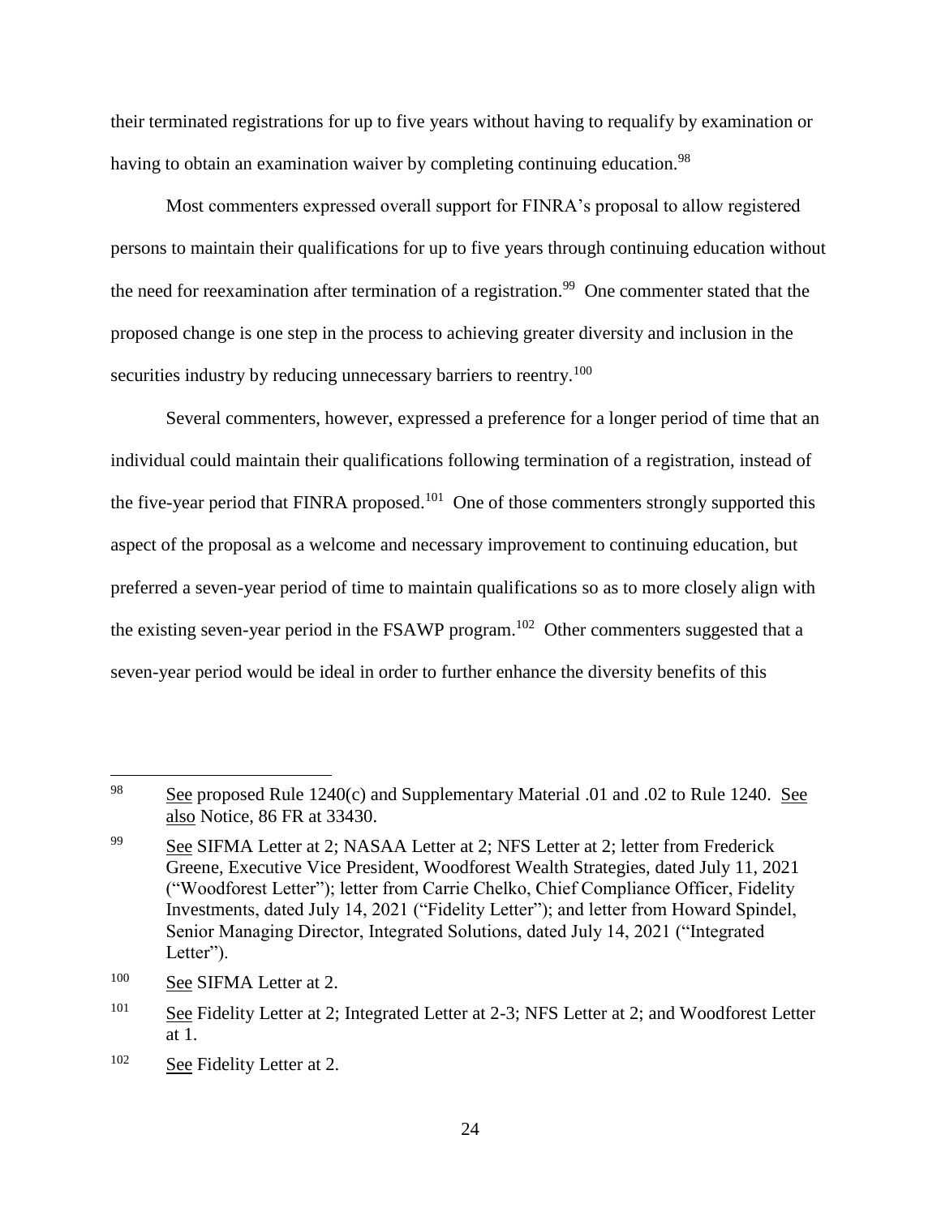their terminated registrations for up to five years without having to requalify by examination or having to obtain an examination waiver by completing continuing education.[98]

Most commenters expressed overall support for FINRA's proposal to allow registered persons to maintain their qualifications for up to five years through continuing education without the need for reexamination after termination of a registration.[99] One commenter stated that the proposed change is one step in the process to achieving greater diversity and inclusion in the securities industry by reducing unnecessary barriers to reentry.[100]

Several commenters, however, expressed a preference for a longer period of time that an individual could maintain their qualifications following termination of a registration, instead of the five-year period that FINRA proposed.[101] One of those commenters strongly supported this aspect of the proposal as a welcome and necessary improvement to continuing education, but preferred a seven-year period of time to maintain qualifications so as to more closely align with the existing seven-year period in the FSAWP program.[102] Other commenters suggested that a seven-year period would be ideal in order to further enhance the diversity benefits of this

---

[98] See proposed Rule 1240(c) and Supplementary Material .01 and .02 to Rule 1240. See also Notice, 86 FR at 33430.

[99] See SIFMA Letter at 2; NASAA Letter at 2; NFS Letter at 2; letter from Frederick Greene, Executive Vice President, Woodforest Wealth Strategies, dated July 11, 2021 ("Woodforest Letter"); letter from Carrie Chelko, Chief Compliance Officer, Fidelity Investments, dated July 14, 2021 ("Fidelity Letter"); and letter from Howard Spindel, Senior Managing Director, Integrated Solutions, dated July 14, 2021 ("Integrated Letter").

[100] See SIFMA Letter at 2.

[101] See Fidelity Letter at 2; Integrated Letter at 2-3; NFS Letter at 2; and Woodforest Letter at 1.

[102] See Fidelity Letter at 2.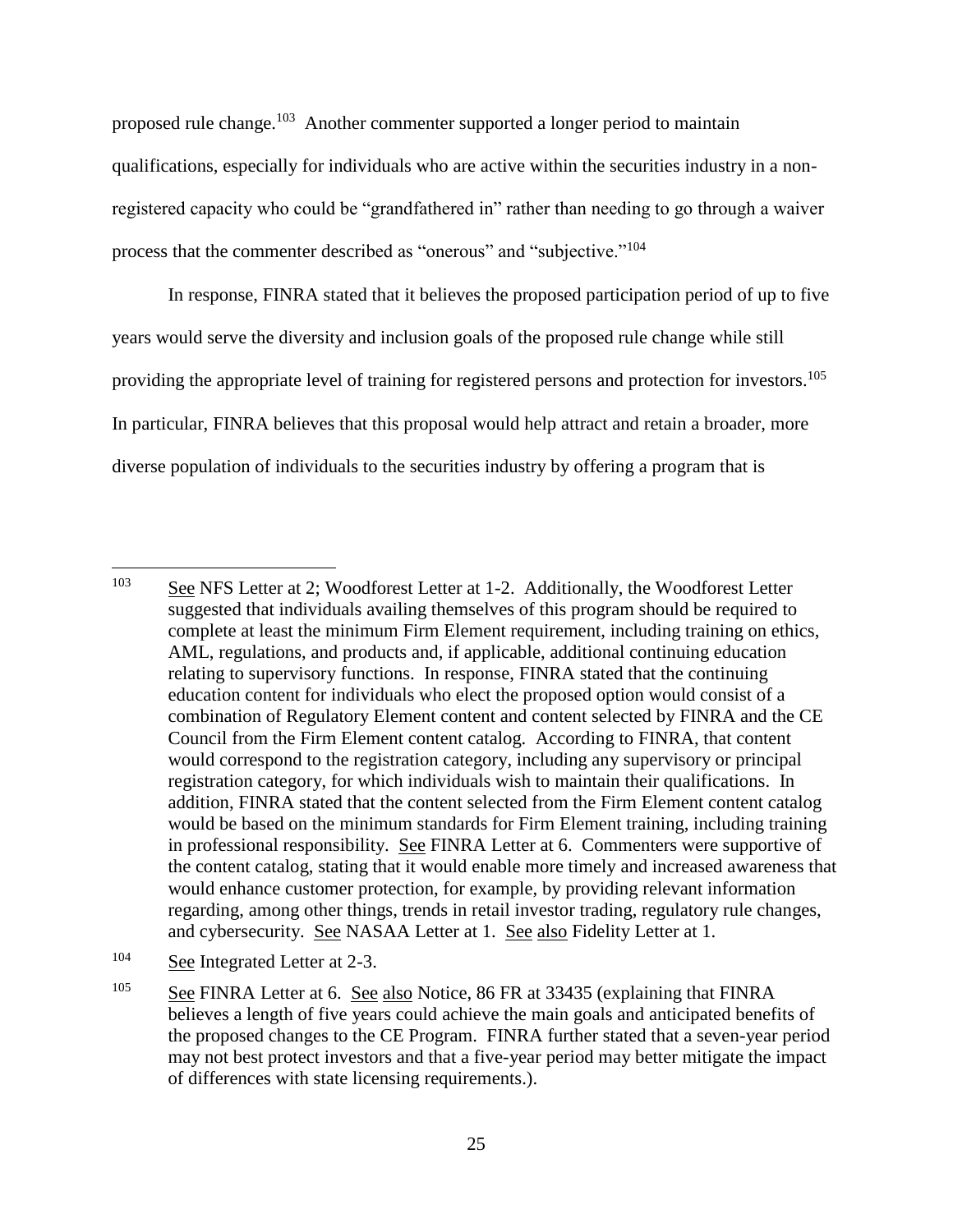proposed rule change.[103] Another commenter supported a longer period to maintain qualifications, especially for individuals who are active within the securities industry in a non-registered capacity who could be "grandfathered in" rather than needing to go through a waiver process that the commenter described as "onerous" and "subjective."[104]

In response, FINRA stated that it believes the proposed participation period of up to five years would serve the diversity and inclusion goals of the proposed rule change while still providing the appropriate level of training for registered persons and protection for investors.[105] In particular, FINRA believes that this proposal would help attract and retain a broader, more diverse population of individuals to the securities industry by offering a program that is

---

[103] See NFS Letter at 2; Woodforest Letter at 1-2. Additionally, the Woodforest Letter suggested that individuals availing themselves of this program should be required to complete at least the minimum Firm Element requirement, including training on ethics, AML, regulations, and products and, if applicable, additional continuing education relating to supervisory functions. In response, FINRA stated that the continuing education content for individuals who elect the proposed option would consist of a combination of Regulatory Element content and content selected by FINRA and the CE Council from the Firm Element content catalog. According to FINRA, that content would correspond to the registration category, including any supervisory or principal registration category, for which individuals wish to maintain their qualifications. In addition, FINRA stated that the content selected from the Firm Element content catalog would be based on the minimum standards for Firm Element training, including training in professional responsibility. See FINRA Letter at 6. Commenters were supportive of the content catalog, stating that it would enable more timely and increased awareness that would enhance customer protection, for example, by providing relevant information regarding, among other things, trends in retail investor trading, regulatory rule changes, and cybersecurity. See NASAA Letter at 1. See also Fidelity Letter at 1.

[104] See Integrated Letter at 2-3.

[105] See FINRA Letter at 6. See also Notice, 86 FR at 33435 (explaining that FINRA believes a length of five years could achieve the main goals and anticipated benefits of the proposed changes to the CE Program. FINRA further stated that a seven-year period may not best protect investors and that a five-year period may better mitigate the impact of differences with state licensing requirements.).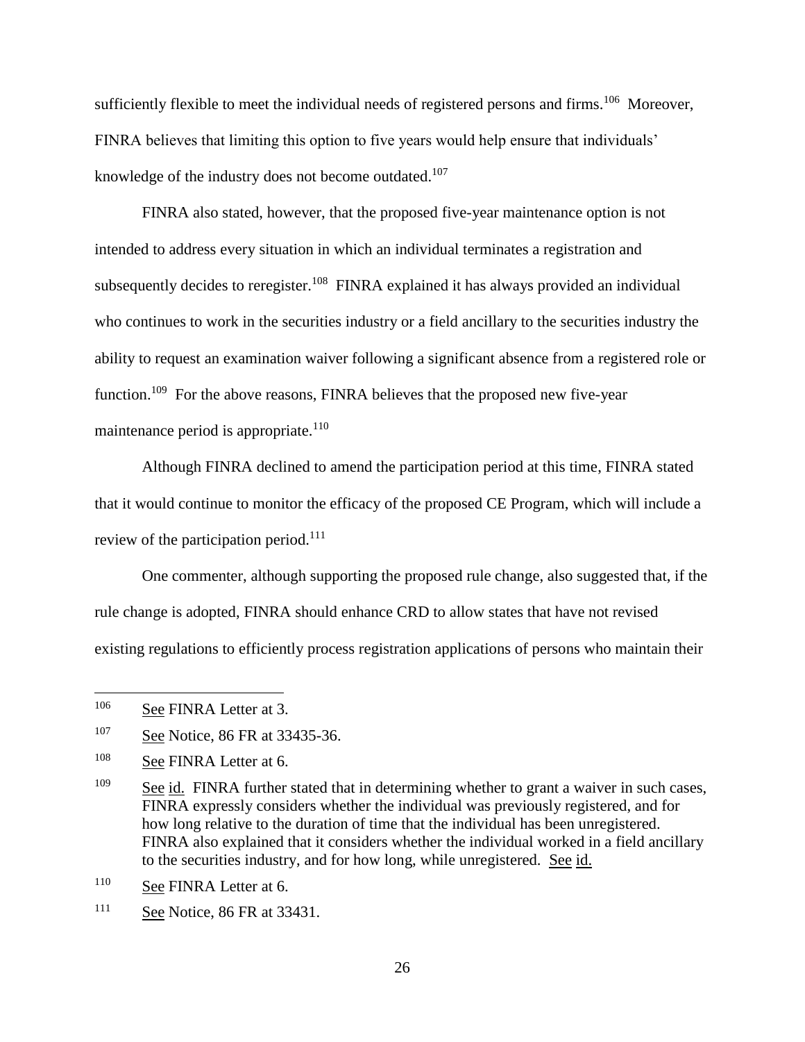sufficiently flexible to meet the individual needs of registered persons and firms.[106] Moreover, FINRA believes that limiting this option to five years would help ensure that individuals' knowledge of the industry does not become outdated.[107]

FINRA also stated, however, that the proposed five-year maintenance option is not intended to address every situation in which an individual terminates a registration and subsequently decides to reregister.[108] FINRA explained it has always provided an individual who continues to work in the securities industry or a field ancillary to the securities industry the ability to request an examination waiver following a significant absence from a registered role or function.[109] For the above reasons, FINRA believes that the proposed new five-year maintenance period is appropriate.[110]

Although FINRA declined to amend the participation period at this time, FINRA stated that it would continue to monitor the efficacy of the proposed CE Program, which will include a review of the participation period.[111]

One commenter, although supporting the proposed rule change, also suggested that, if the rule change is adopted, FINRA should enhance CRD to allow states that have not revised existing regulations to efficiently process registration applications of persons who maintain their

---

[106] See FINRA Letter at 3.

[107] See Notice, 86 FR at 33435-36.

[108] See FINRA Letter at 6.

[109] See id. FINRA further stated that in determining whether to grant a waiver in such cases, FINRA expressly considers whether the individual was previously registered, and for how long relative to the duration of time that the individual has been unregistered. FINRA also explained that it considers whether the individual worked in a field ancillary to the securities industry, and for how long, while unregistered. See id.

[110] See FINRA Letter at 6.

[111] See Notice, 86 FR at 33431.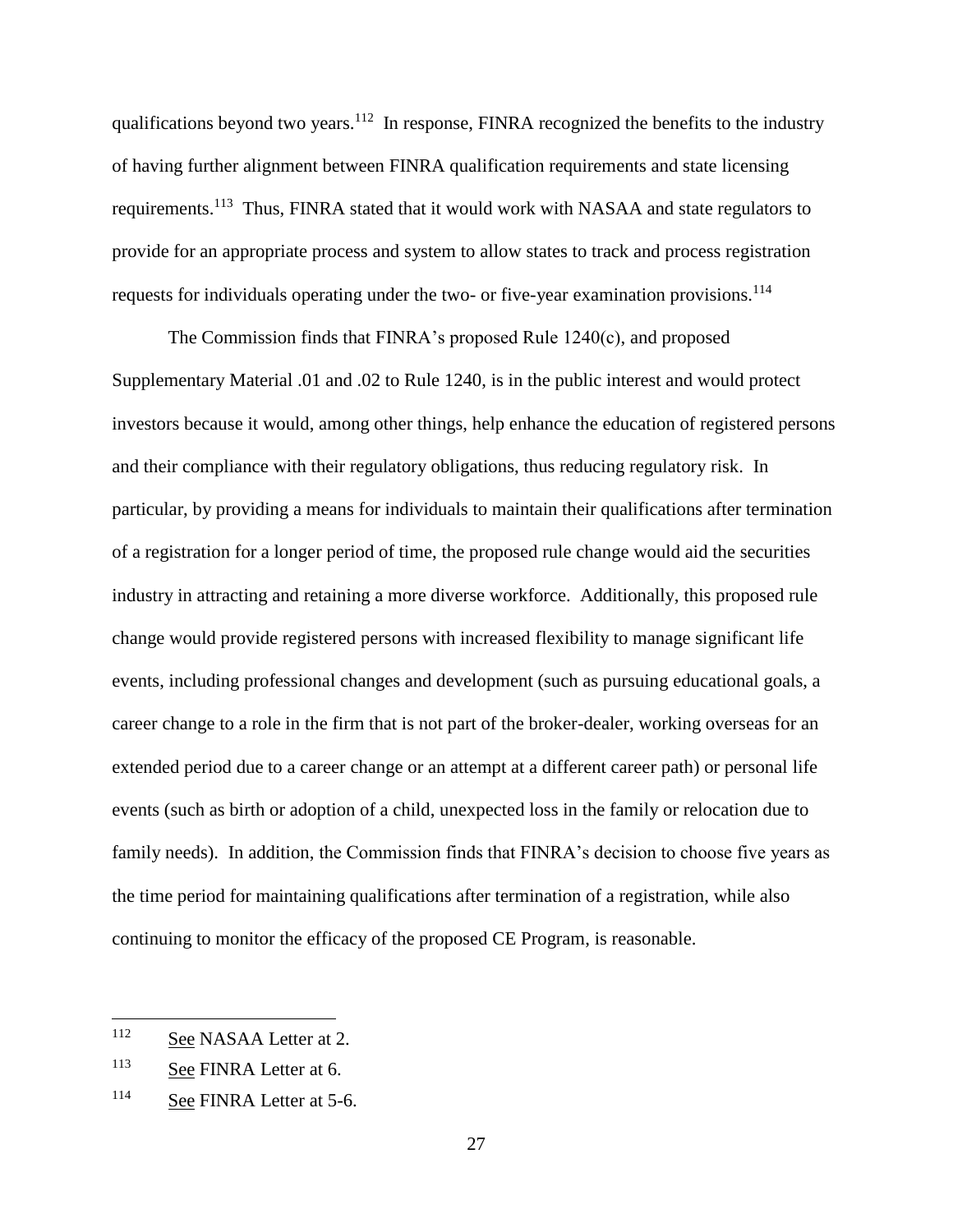qualifications beyond two years.[112] In response, FINRA recognized the benefits to the industry of having further alignment between FINRA qualification requirements and state licensing requirements.[113] Thus, FINRA stated that it would work with NASAA and state regulators to provide for an appropriate process and system to allow states to track and process registration requests for individuals operating under the two- or five-year examination provisions.[114]

The Commission finds that FINRA's proposed Rule 1240(c), and proposed Supplementary Material .01 and .02 to Rule 1240, is in the public interest and would protect investors because it would, among other things, help enhance the education of registered persons and their compliance with their regulatory obligations, thus reducing regulatory risk. In particular, by providing a means for individuals to maintain their qualifications after termination of a registration for a longer period of time, the proposed rule change would aid the securities industry in attracting and retaining a more diverse workforce. Additionally, this proposed rule change would provide registered persons with increased flexibility to manage significant life events, including professional changes and development (such as pursuing educational goals, a career change to a role in the firm that is not part of the broker-dealer, working overseas for an extended period due to a career change or an attempt at a different career path) or personal life events (such as birth or adoption of a child, unexpected loss in the family or relocation due to family needs). In addition, the Commission finds that FINRA's decision to choose five years as the time period for maintaining qualifications after termination of a registration, while also continuing to monitor the efficacy of the proposed CE Program, is reasonable.

---

[112] See NASAA Letter at 2.

[113] See FINRA Letter at 6.

[114] See FINRA Letter at 5-6.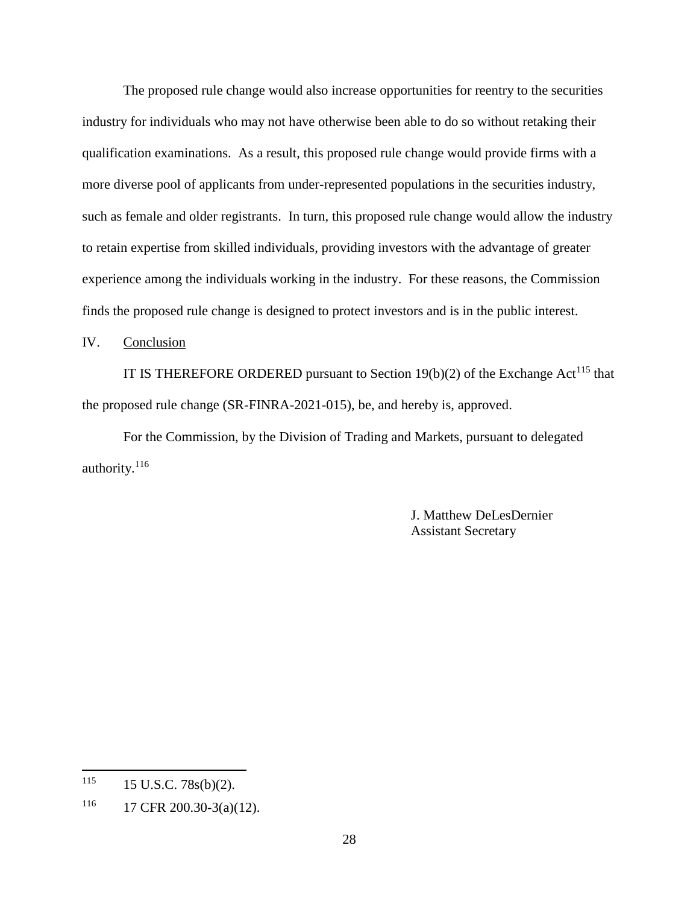The proposed rule change would also increase opportunities for reentry to the securities industry for individuals who may not have otherwise been able to do so without retaking their qualification examinations. As a result, this proposed rule change would provide firms with a more diverse pool of applicants from under-represented populations in the securities industry, such as female and older registrants. In turn, this proposed rule change would allow the industry to retain expertise from skilled individuals, providing investors with the advantage of greater experience among the individuals working in the industry. For these reasons, the Commission finds the proposed rule change is designed to protect investors and is in the public interest.

## IV. Conclusion

IT IS THEREFORE ORDERED pursuant to Section 19(b)(2) of the Exchange Act[115] that the proposed rule change (SR-FINRA-2021-015), be, and hereby is, approved.

For the Commission, by the Division of Trading and Markets, pursuant to delegated authority.[116]

J. Matthew DeLesDernier
Assistant Secretary

---

115 15 U.S.C. 78s(b)(2).

116 17 CFR 200.30-3(a)(12).